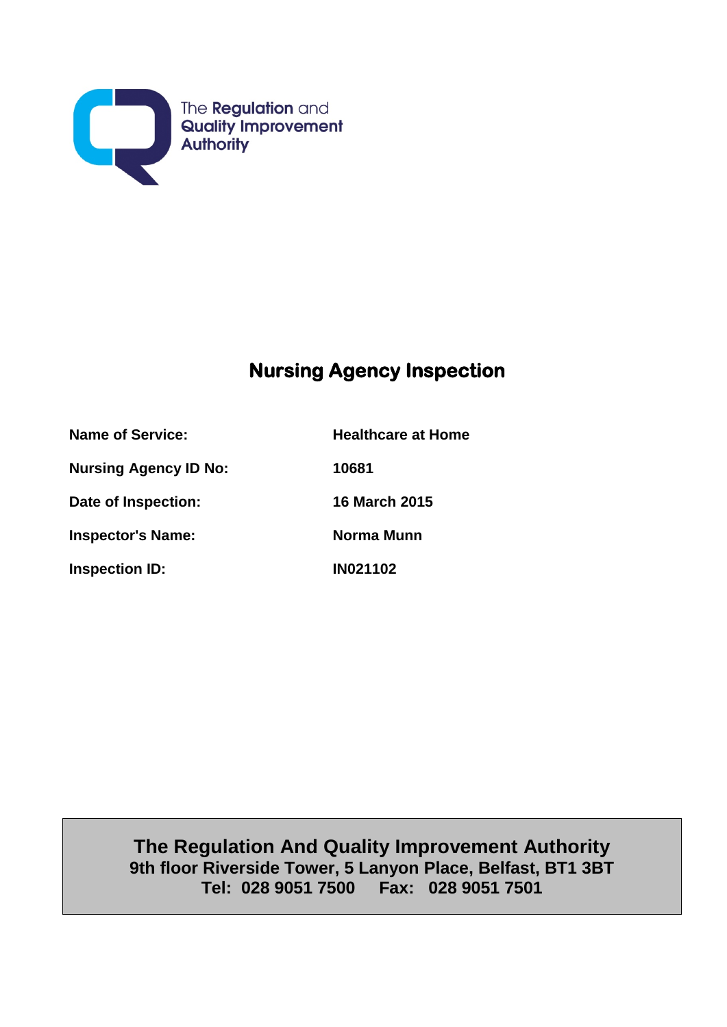The Regulation and Quality Improvement Authority

# Nursing Agency Inspection

| | |
|---|---|
| **Name of Service:** | **Healthcare at Home** |
| **Nursing Agency ID No:** | **10681** |
| **Date of Inspection:** | **16 March 2015** |
| **Inspector's Name:** | **Norma Munn** |
| **Inspection ID:** | **IN021102** |

**The Regulation And Quality Improvement Authority**
**9th floor Riverside Tower, 5 Lanyon Place, Belfast, BT1 3BT**
**Tel: 028 9051 7500 Fax: 028 9051 7501**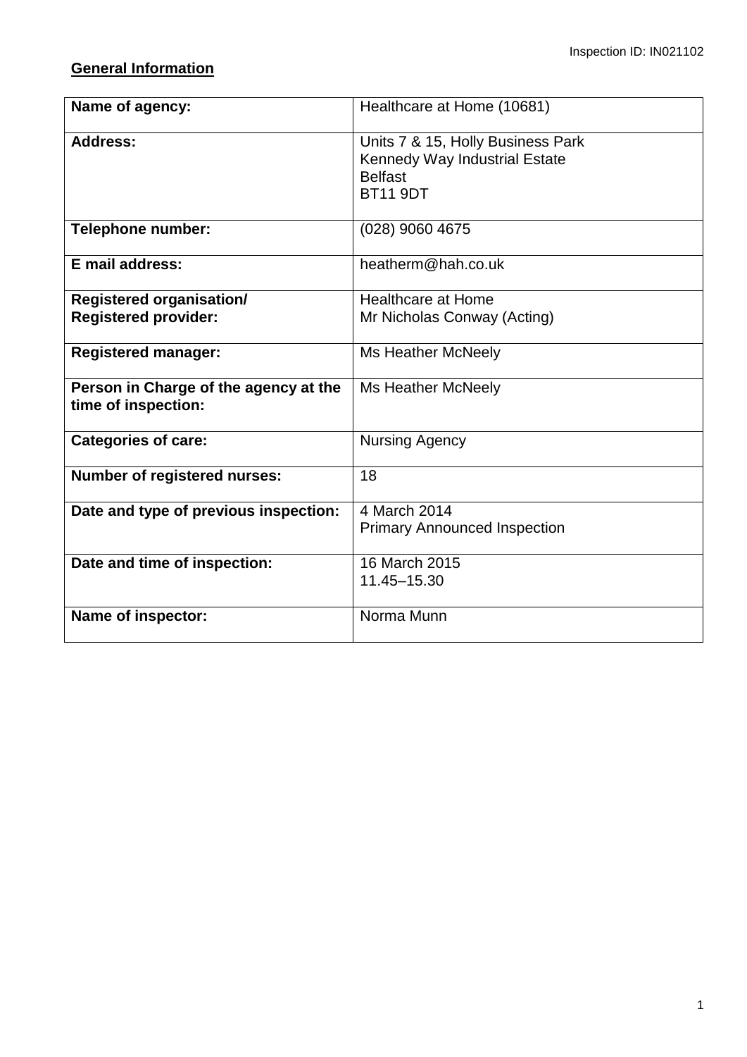**General Information**

| | |
|---|---|
| **Name of agency:** | Healthcare at Home (10681) |
| **Address:** | Units 7 & 15, Holly Business Park<br>Kennedy Way Industrial Estate<br>Belfast<br>BT11 9DT |
| **Telephone number:** | (028) 9060 4675 |
| **E mail address:** | heatherm@hah.co.uk |
| **Registered organisation/ Registered provider:** | Healthcare at Home<br>Mr Nicholas Conway (Acting) |
| **Registered manager:** | Ms Heather McNeely |
| **Person in Charge of the agency at the time of inspection:** | Ms Heather McNeely |
| **Categories of care:** | Nursing Agency |
| **Number of registered nurses:** | 18 |
| **Date and type of previous inspection:** | 4 March 2014<br>Primary Announced Inspection |
| **Date and time of inspection:** | 16 March 2015<br>11.45–15.30 |
| **Name of inspector:** | Norma Munn |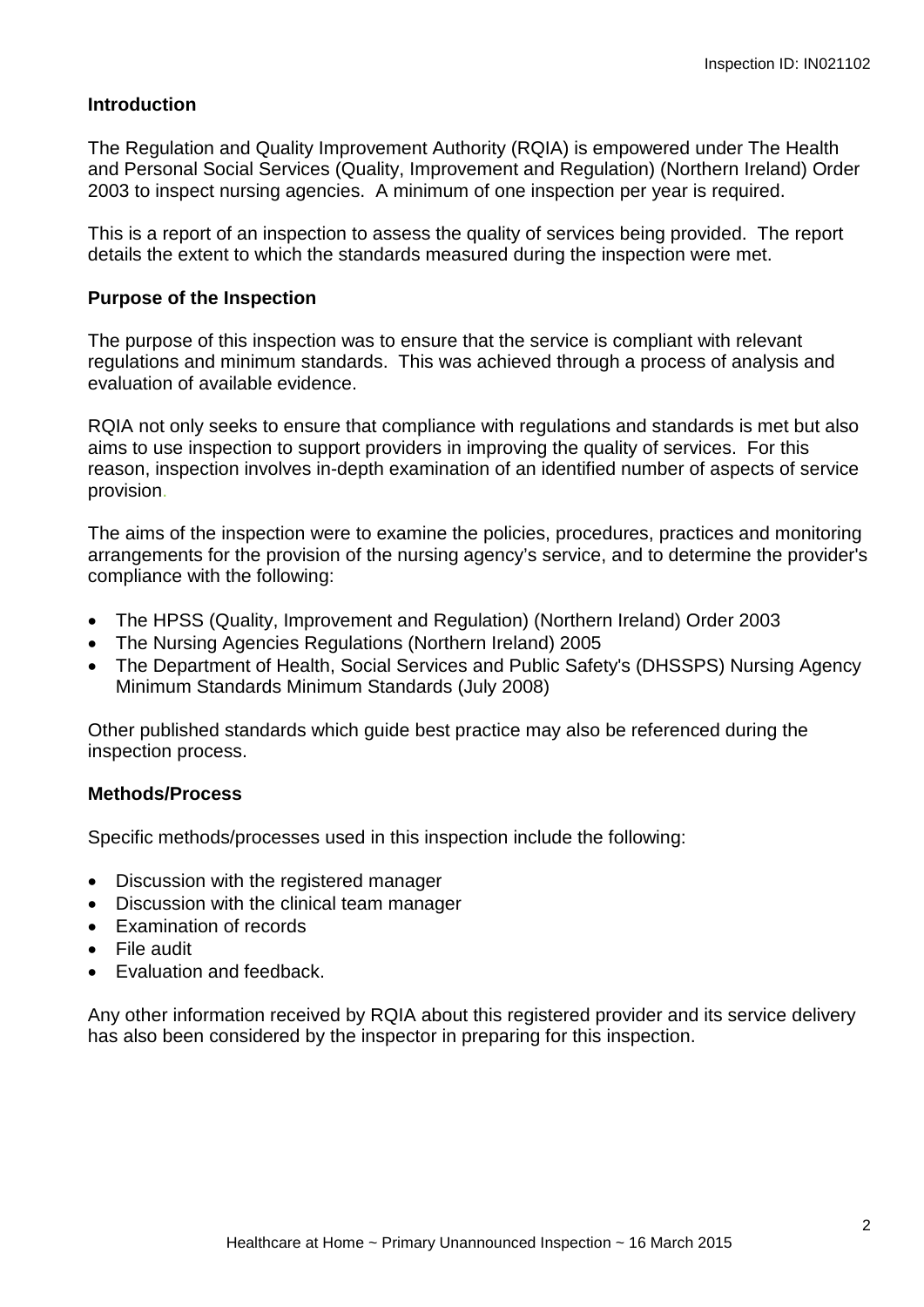## Introduction

The Regulation and Quality Improvement Authority (RQIA) is empowered under The Health and Personal Social Services (Quality, Improvement and Regulation) (Northern Ireland) Order 2003 to inspect nursing agencies. A minimum of one inspection per year is required.

This is a report of an inspection to assess the quality of services being provided. The report details the extent to which the standards measured during the inspection were met.

## Purpose of the Inspection

The purpose of this inspection was to ensure that the service is compliant with relevant regulations and minimum standards. This was achieved through a process of analysis and evaluation of available evidence.

RQIA not only seeks to ensure that compliance with regulations and standards is met but also aims to use inspection to support providers in improving the quality of services. For this reason, inspection involves in-depth examination of an identified number of aspects of service provision.

The aims of the inspection were to examine the policies, procedures, practices and monitoring arrangements for the provision of the nursing agency's service, and to determine the provider's compliance with the following:

- The HPSS (Quality, Improvement and Regulation) (Northern Ireland) Order 2003
- The Nursing Agencies Regulations (Northern Ireland) 2005
- The Department of Health, Social Services and Public Safety's (DHSSPS) Nursing Agency Minimum Standards Minimum Standards (July 2008)

Other published standards which guide best practice may also be referenced during the inspection process.

## Methods/Process

Specific methods/processes used in this inspection include the following:

- Discussion with the registered manager
- Discussion with the clinical team manager
- Examination of records
- File audit
- Evaluation and feedback.

Any other information received by RQIA about this registered provider and its service delivery has also been considered by the inspector in preparing for this inspection.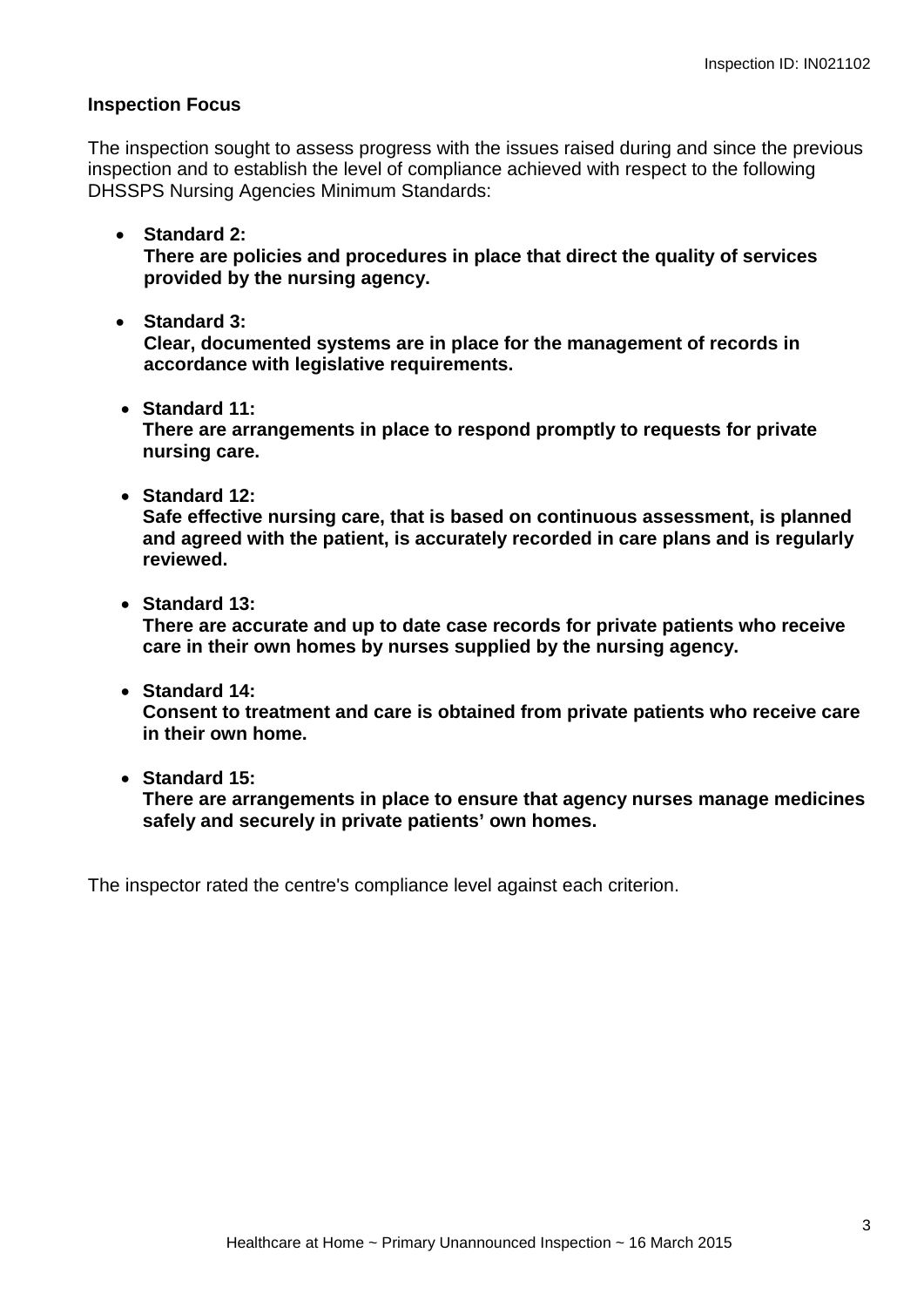## Inspection Focus

The inspection sought to assess progress with the issues raised during and since the previous inspection and to establish the level of compliance achieved with respect to the following DHSSPS Nursing Agencies Minimum Standards:

- **Standard 2:**
  **There are policies and procedures in place that direct the quality of services provided by the nursing agency.**

- **Standard 3:**
  **Clear, documented systems are in place for the management of records in accordance with legislative requirements.**

- **Standard 11:**
  **There are arrangements in place to respond promptly to requests for private nursing care.**

- **Standard 12:**
  **Safe effective nursing care, that is based on continuous assessment, is planned and agreed with the patient, is accurately recorded in care plans and is regularly reviewed.**

- **Standard 13:**
  **There are accurate and up to date case records for private patients who receive care in their own homes by nurses supplied by the nursing agency.**

- **Standard 14:**
  **Consent to treatment and care is obtained from private patients who receive care in their own home.**

- **Standard 15:**
  **There are arrangements in place to ensure that agency nurses manage medicines safely and securely in private patients' own homes.**

The inspector rated the centre's compliance level against each criterion.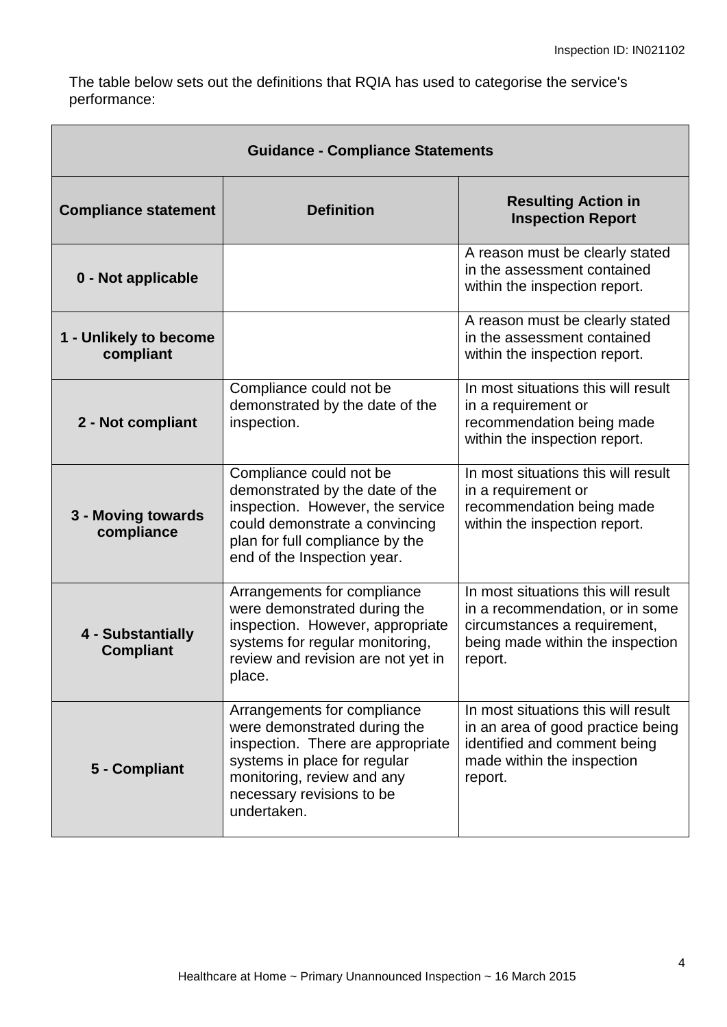The table below sets out the definitions that RQIA has used to categorise the service's performance:

| Guidance - Compliance Statements | | |
|---|---|---|
| **Compliance statement** | **Definition** | **Resulting Action in Inspection Report** |
| **0 - Not applicable** | | A reason must be clearly stated in the assessment contained within the inspection report. |
| **1 - Unlikely to become compliant** | | A reason must be clearly stated in the assessment contained within the inspection report. |
| **2 - Not compliant** | Compliance could not be demonstrated by the date of the inspection. | In most situations this will result in a requirement or recommendation being made within the inspection report. |
| **3 - Moving towards compliance** | Compliance could not be demonstrated by the date of the inspection. However, the service could demonstrate a convincing plan for full compliance by the end of the Inspection year. | In most situations this will result in a requirement or recommendation being made within the inspection report. |
| **4 - Substantially Compliant** | Arrangements for compliance were demonstrated during the inspection. However, appropriate systems for regular monitoring, review and revision are not yet in place. | In most situations this will result in a recommendation, or in some circumstances a requirement, being made within the inspection report. |
| **5 - Compliant** | Arrangements for compliance were demonstrated during the inspection. There are appropriate systems in place for regular monitoring, review and any necessary revisions to be undertaken. | In most situations this will result in an area of good practice being identified and comment being made within the inspection report. |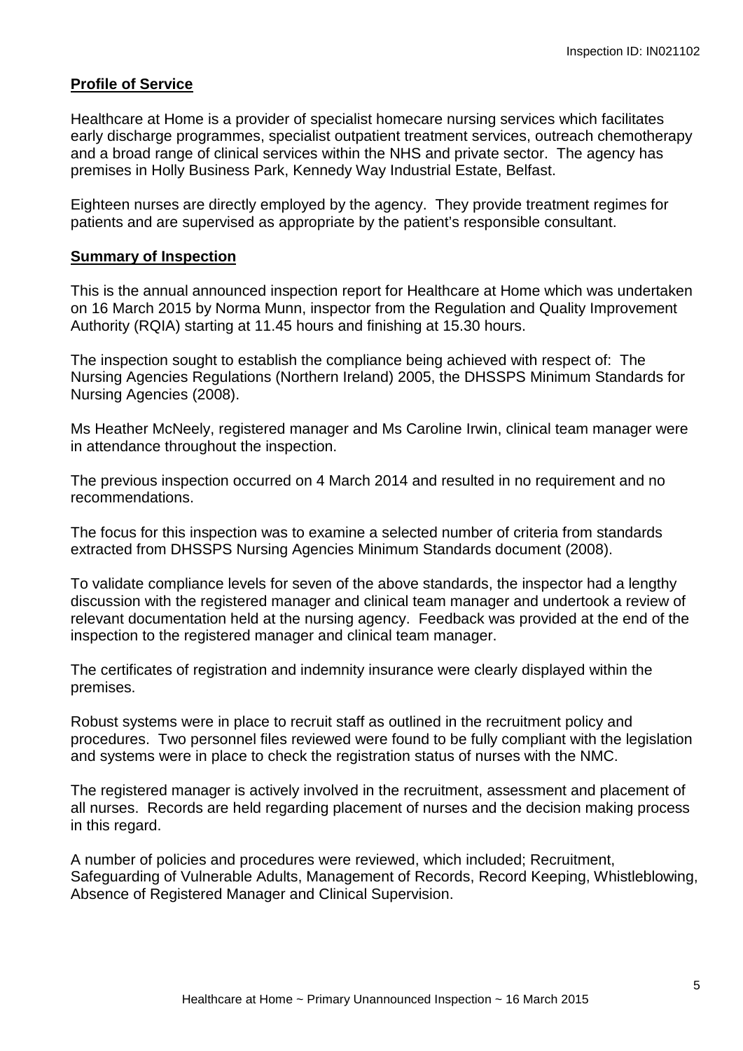## Profile of Service

Healthcare at Home is a provider of specialist homecare nursing services which facilitates early discharge programmes, specialist outpatient treatment services, outreach chemotherapy and a broad range of clinical services within the NHS and private sector. The agency has premises in Holly Business Park, Kennedy Way Industrial Estate, Belfast.

Eighteen nurses are directly employed by the agency. They provide treatment regimes for patients and are supervised as appropriate by the patient's responsible consultant.

## Summary of Inspection

This is the annual announced inspection report for Healthcare at Home which was undertaken on 16 March 2015 by Norma Munn, inspector from the Regulation and Quality Improvement Authority (RQIA) starting at 11.45 hours and finishing at 15.30 hours.

The inspection sought to establish the compliance being achieved with respect of: The Nursing Agencies Regulations (Northern Ireland) 2005, the DHSSPS Minimum Standards for Nursing Agencies (2008).

Ms Heather McNeely, registered manager and Ms Caroline Irwin, clinical team manager were in attendance throughout the inspection.

The previous inspection occurred on 4 March 2014 and resulted in no requirement and no recommendations.

The focus for this inspection was to examine a selected number of criteria from standards extracted from DHSSPS Nursing Agencies Minimum Standards document (2008).

To validate compliance levels for seven of the above standards, the inspector had a lengthy discussion with the registered manager and clinical team manager and undertook a review of relevant documentation held at the nursing agency. Feedback was provided at the end of the inspection to the registered manager and clinical team manager.

The certificates of registration and indemnity insurance were clearly displayed within the premises.

Robust systems were in place to recruit staff as outlined in the recruitment policy and procedures. Two personnel files reviewed were found to be fully compliant with the legislation and systems were in place to check the registration status of nurses with the NMC.

The registered manager is actively involved in the recruitment, assessment and placement of all nurses. Records are held regarding placement of nurses and the decision making process in this regard.

A number of policies and procedures were reviewed, which included; Recruitment, Safeguarding of Vulnerable Adults, Management of Records, Record Keeping, Whistleblowing, Absence of Registered Manager and Clinical Supervision.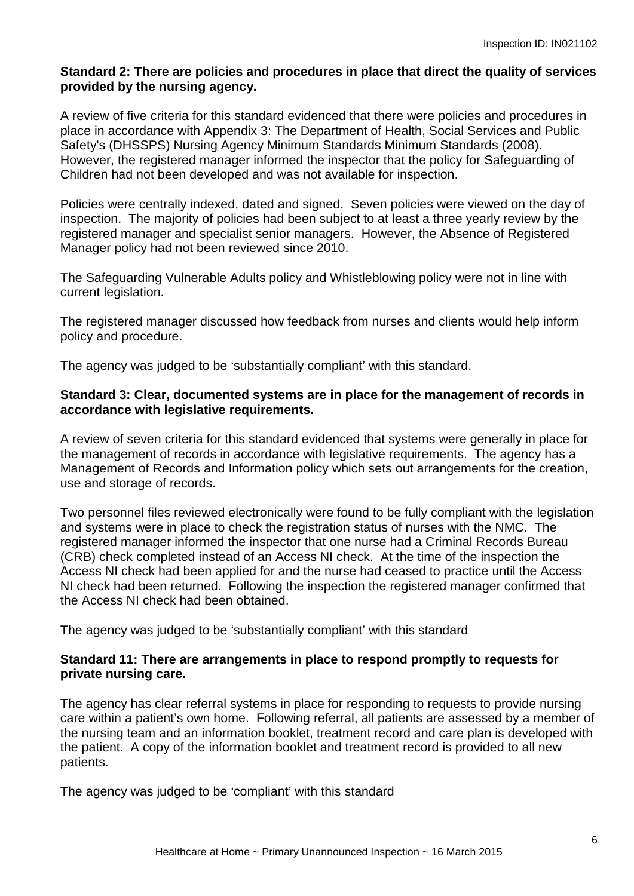**Standard 2: There are policies and procedures in place that direct the quality of services provided by the nursing agency.**

A review of five criteria for this standard evidenced that there were policies and procedures in place in accordance with Appendix 3: The Department of Health, Social Services and Public Safety's (DHSSPS) Nursing Agency Minimum Standards Minimum Standards (2008). However, the registered manager informed the inspector that the policy for Safeguarding of Children had not been developed and was not available for inspection.

Policies were centrally indexed, dated and signed. Seven policies were viewed on the day of inspection. The majority of policies had been subject to at least a three yearly review by the registered manager and specialist senior managers. However, the Absence of Registered Manager policy had not been reviewed since 2010.

The Safeguarding Vulnerable Adults policy and Whistleblowing policy were not in line with current legislation.

The registered manager discussed how feedback from nurses and clients would help inform policy and procedure.

The agency was judged to be 'substantially compliant' with this standard.

**Standard 3: Clear, documented systems are in place for the management of records in accordance with legislative requirements.**

A review of seven criteria for this standard evidenced that systems were generally in place for the management of records in accordance with legislative requirements. The agency has a Management of Records and Information policy which sets out arrangements for the creation, use and storage of records**.**

Two personnel files reviewed electronically were found to be fully compliant with the legislation and systems were in place to check the registration status of nurses with the NMC. The registered manager informed the inspector that one nurse had a Criminal Records Bureau (CRB) check completed instead of an Access NI check. At the time of the inspection the Access NI check had been applied for and the nurse had ceased to practice until the Access NI check had been returned. Following the inspection the registered manager confirmed that the Access NI check had been obtained.

The agency was judged to be 'substantially compliant' with this standard

**Standard 11: There are arrangements in place to respond promptly to requests for private nursing care.**

The agency has clear referral systems in place for responding to requests to provide nursing care within a patient's own home. Following referral, all patients are assessed by a member of the nursing team and an information booklet, treatment record and care plan is developed with the patient. A copy of the information booklet and treatment record is provided to all new patients.

The agency was judged to be 'compliant' with this standard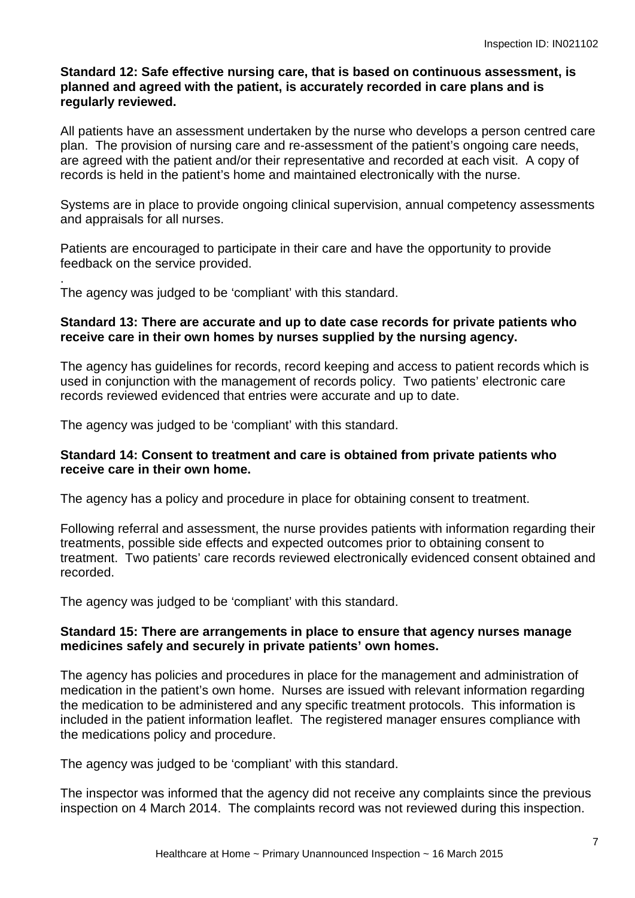**Standard 12: Safe effective nursing care, that is based on continuous assessment, is planned and agreed with the patient, is accurately recorded in care plans and is regularly reviewed.**

All patients have an assessment undertaken by the nurse who develops a person centred care plan. The provision of nursing care and re-assessment of the patient's ongoing care needs, are agreed with the patient and/or their representative and recorded at each visit. A copy of records is held in the patient's home and maintained electronically with the nurse.

Systems are in place to provide ongoing clinical supervision, annual competency assessments and appraisals for all nurses.

Patients are encouraged to participate in their care and have the opportunity to provide feedback on the service provided.

.
The agency was judged to be 'compliant' with this standard.

**Standard 13: There are accurate and up to date case records for private patients who receive care in their own homes by nurses supplied by the nursing agency.**

The agency has guidelines for records, record keeping and access to patient records which is used in conjunction with the management of records policy. Two patients' electronic care records reviewed evidenced that entries were accurate and up to date.

The agency was judged to be 'compliant' with this standard.

**Standard 14: Consent to treatment and care is obtained from private patients who receive care in their own home.**

The agency has a policy and procedure in place for obtaining consent to treatment.

Following referral and assessment, the nurse provides patients with information regarding their treatments, possible side effects and expected outcomes prior to obtaining consent to treatment. Two patients' care records reviewed electronically evidenced consent obtained and recorded.

The agency was judged to be 'compliant' with this standard.

**Standard 15: There are arrangements in place to ensure that agency nurses manage medicines safely and securely in private patients' own homes.**

The agency has policies and procedures in place for the management and administration of medication in the patient's own home. Nurses are issued with relevant information regarding the medication to be administered and any specific treatment protocols. This information is included in the patient information leaflet. The registered manager ensures compliance with the medications policy and procedure.

The agency was judged to be 'compliant' with this standard.

The inspector was informed that the agency did not receive any complaints since the previous inspection on 4 March 2014. The complaints record was not reviewed during this inspection.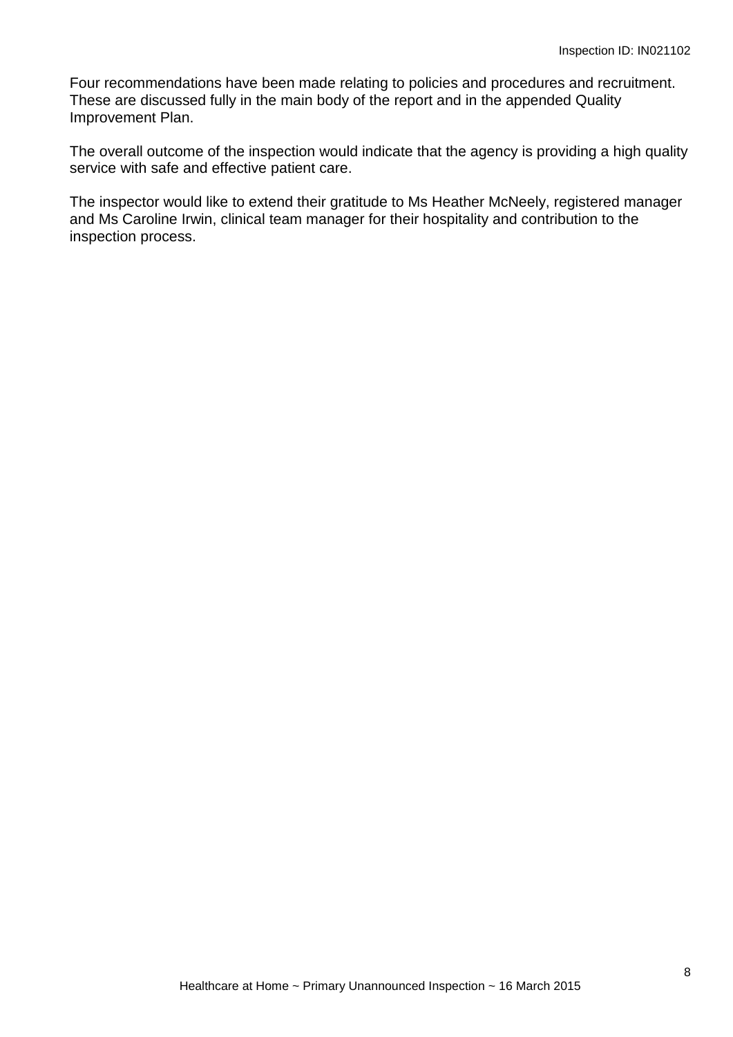Four recommendations have been made relating to policies and procedures and recruitment. These are discussed fully in the main body of the report and in the appended Quality Improvement Plan.

The overall outcome of the inspection would indicate that the agency is providing a high quality service with safe and effective patient care.

The inspector would like to extend their gratitude to Ms Heather McNeely, registered manager and Ms Caroline Irwin, clinical team manager for their hospitality and contribution to the inspection process.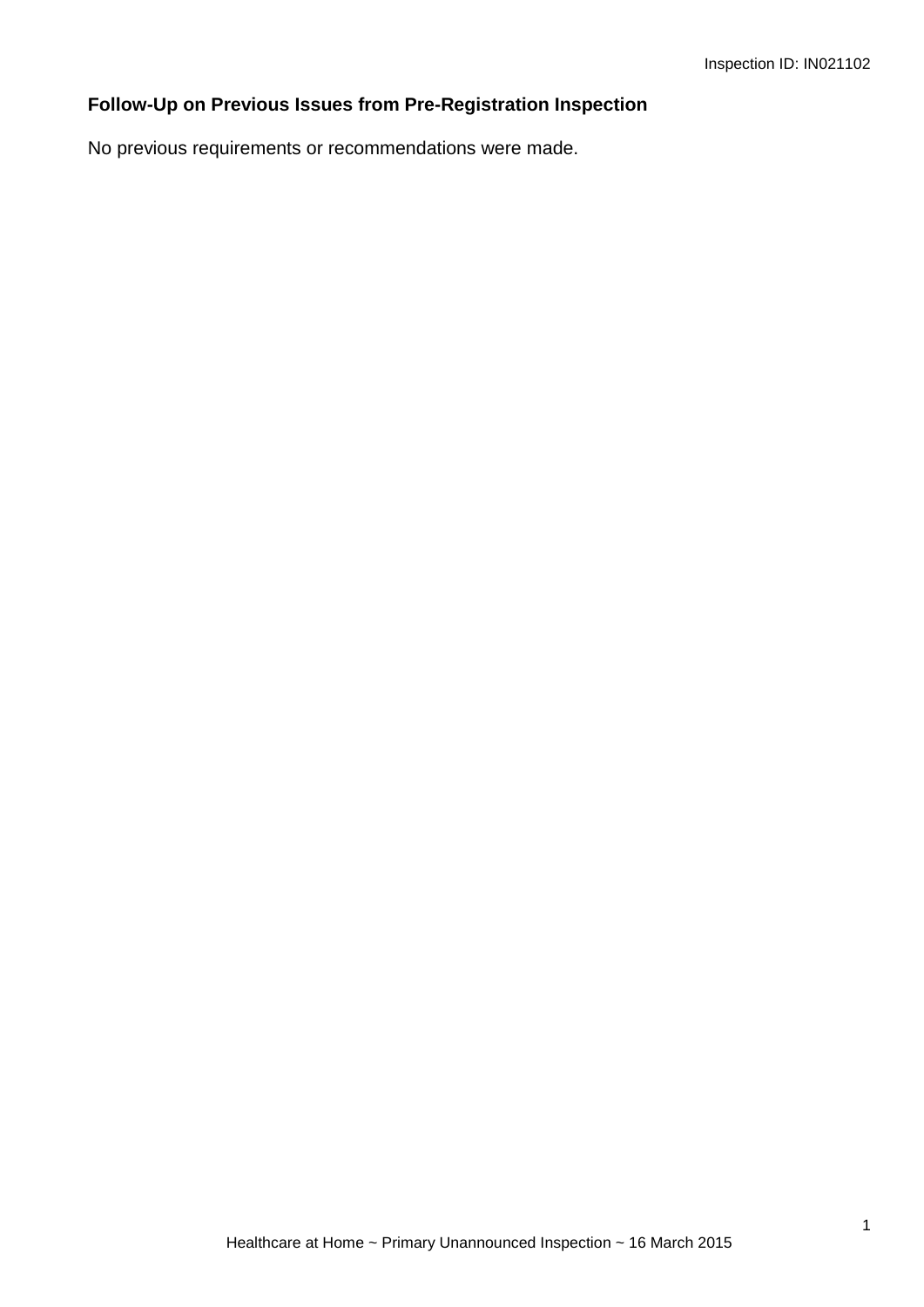**Follow-Up on Previous Issues from Pre-Registration Inspection**

No previous requirements or recommendations were made.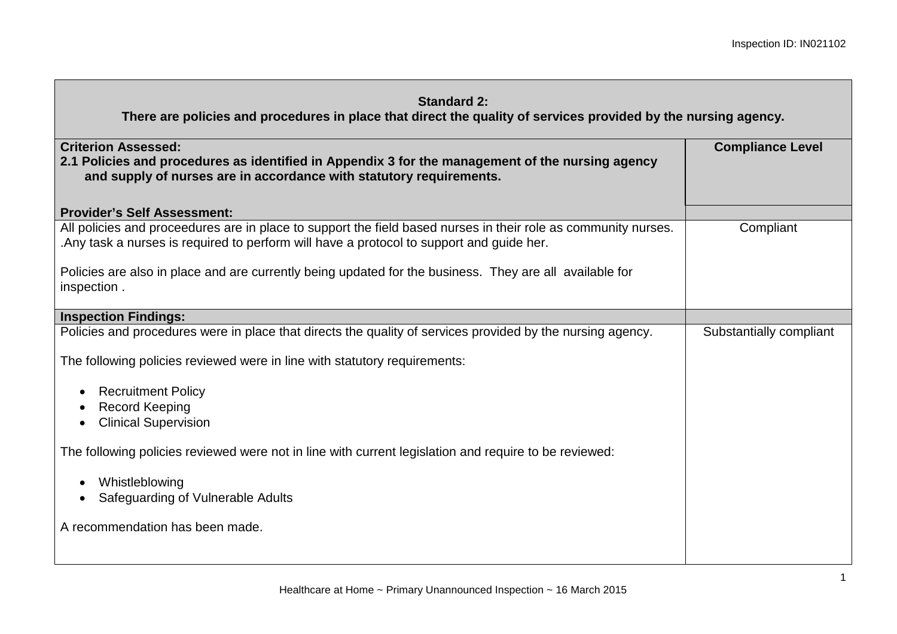| **Standard 2:** **There are policies and procedures in place that direct the quality of services provided by the nursing agency.** | |
|---|---|
| **Criterion Assessed:** **2.1 Policies and procedures as identified in Appendix 3 for the management of the nursing agency and supply of nurses are in accordance with statutory requirements.** | **Compliance Level** |
| **Provider's Self Assessment:** | |
| All policies and proceedures are in place to support the field based nurses in their role as community nurses. .Any task a nurses is required to perform will have a protocol to support and guide her.<br><br>Policies are also in place and are currently being updated for the business. They are all available for inspection . | Compliant |
| **Inspection Findings:** | |
| Policies and procedures were in place that directs the quality of services provided by the nursing agency.<br><br>The following policies reviewed were in line with statutory requirements:<br><br>• Recruitment Policy<br>• Record Keeping<br>• Clinical Supervision<br><br>The following policies reviewed were not in line with current legislation and require to be reviewed:<br><br>• Whistleblowing<br>• Safeguarding of Vulnerable Adults<br><br>A recommendation has been made. | Substantially compliant |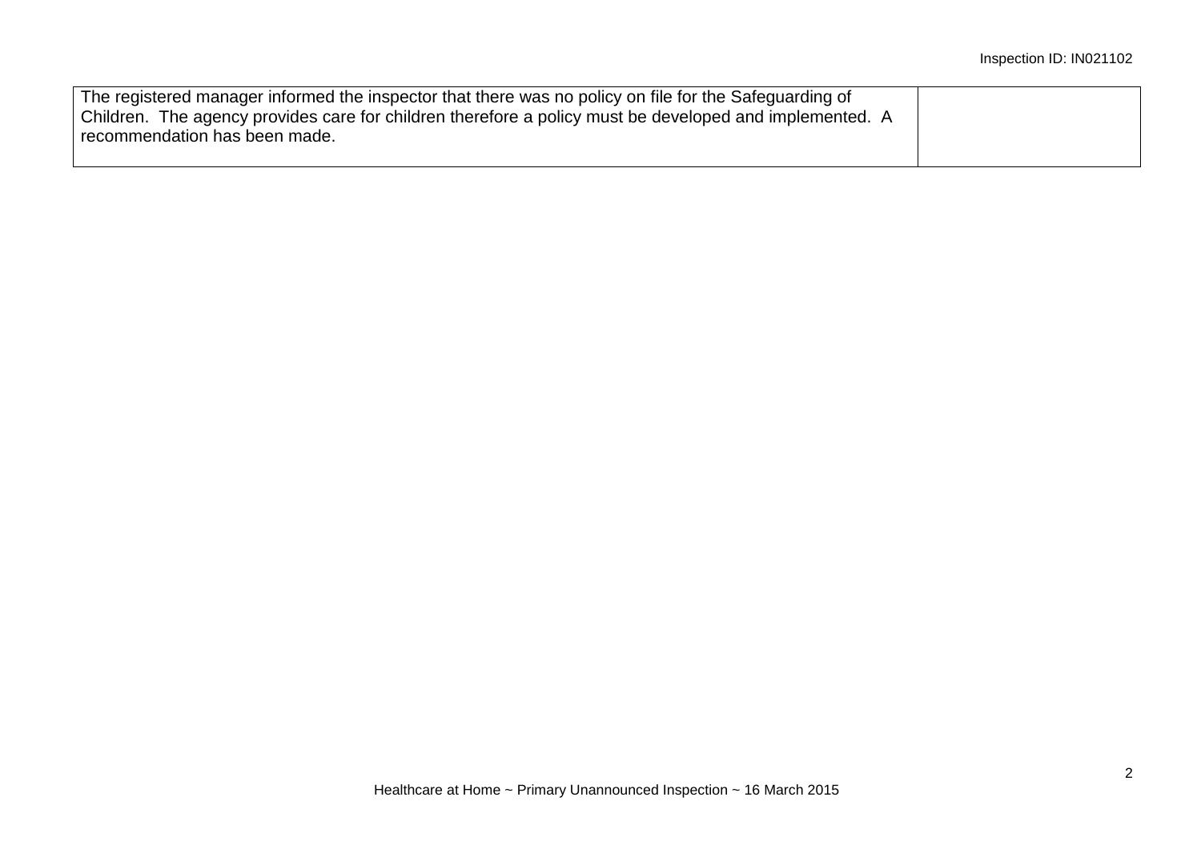| | |
|---|---|
| The registered manager informed the inspector that there was no policy on file for the Safeguarding of Children. The agency provides care for children therefore a policy must be developed and implemented. A recommendation has been made. | |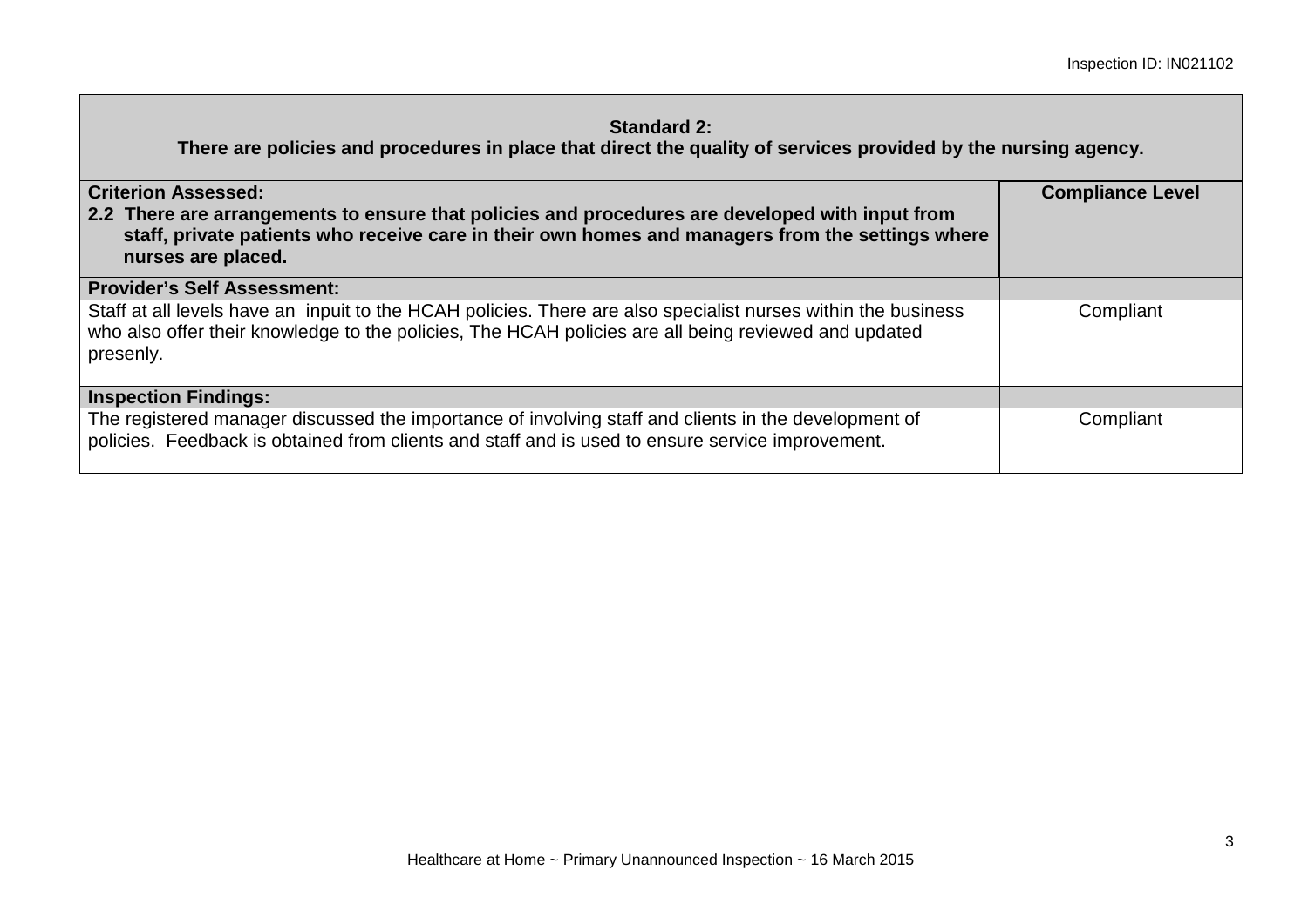| **Standard 2:**<br>**There are policies and procedures in place that direct the quality of services provided by the nursing agency.** | |
|---|---|
| **Criterion Assessed:**<br>**2.2 There are arrangements to ensure that policies and procedures are developed with input from staff, private patients who receive care in their own homes and managers from the settings where nurses are placed.** | **Compliance Level** |
| **Provider's Self Assessment:** | |
| Staff at all levels have an inpuit to the HCAH policies. There are also specialist nurses within the business who also offer their knowledge to the policies, The HCAH policies are all being reviewed and updated presenly. | Compliant |
| **Inspection Findings:** | |
| The registered manager discussed the importance of involving staff and clients in the development of policies. Feedback is obtained from clients and staff and is used to ensure service improvement. | Compliant |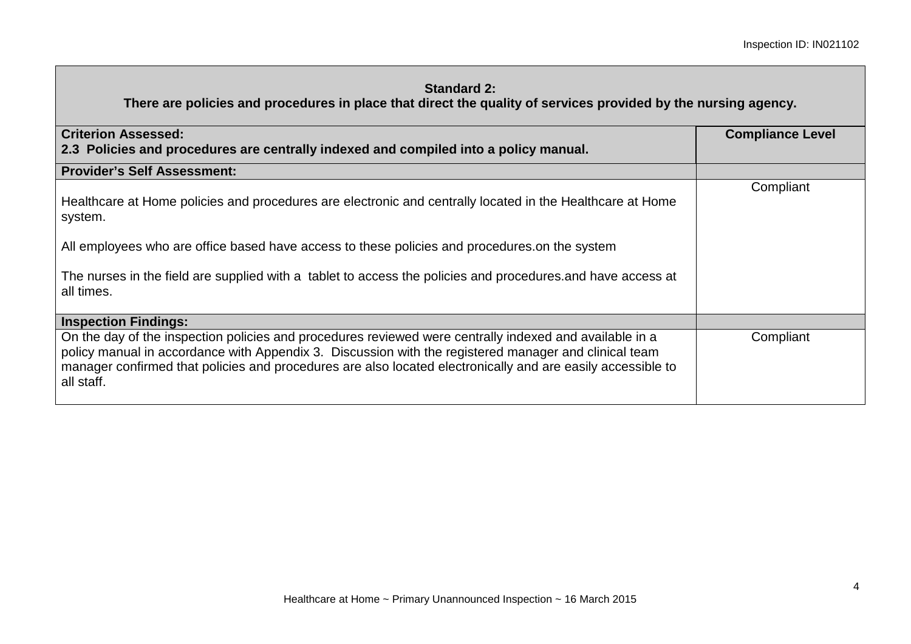| Standard 2: There are policies and procedures in place that direct the quality of services provided by the nursing agency. | |
|---|---|
| **Criterion Assessed:** **2.3 Policies and procedures are centrally indexed and compiled into a policy manual.** | **Compliance Level** |
| **Provider's Self Assessment:** | |
| Healthcare at Home policies and procedures are electronic and centrally located in the Healthcare at Home system.<br><br>All employees who are office based have access to these policies and procedures.on the system<br><br>The nurses in the field are supplied with a tablet to access the policies and procedures.and have access at all times. | Compliant |
| **Inspection Findings:** | |
| On the day of the inspection policies and procedures reviewed were centrally indexed and available in a policy manual in accordance with Appendix 3. Discussion with the registered manager and clinical team manager confirmed that policies and procedures are also located electronically and are easily accessible to all staff. | Compliant |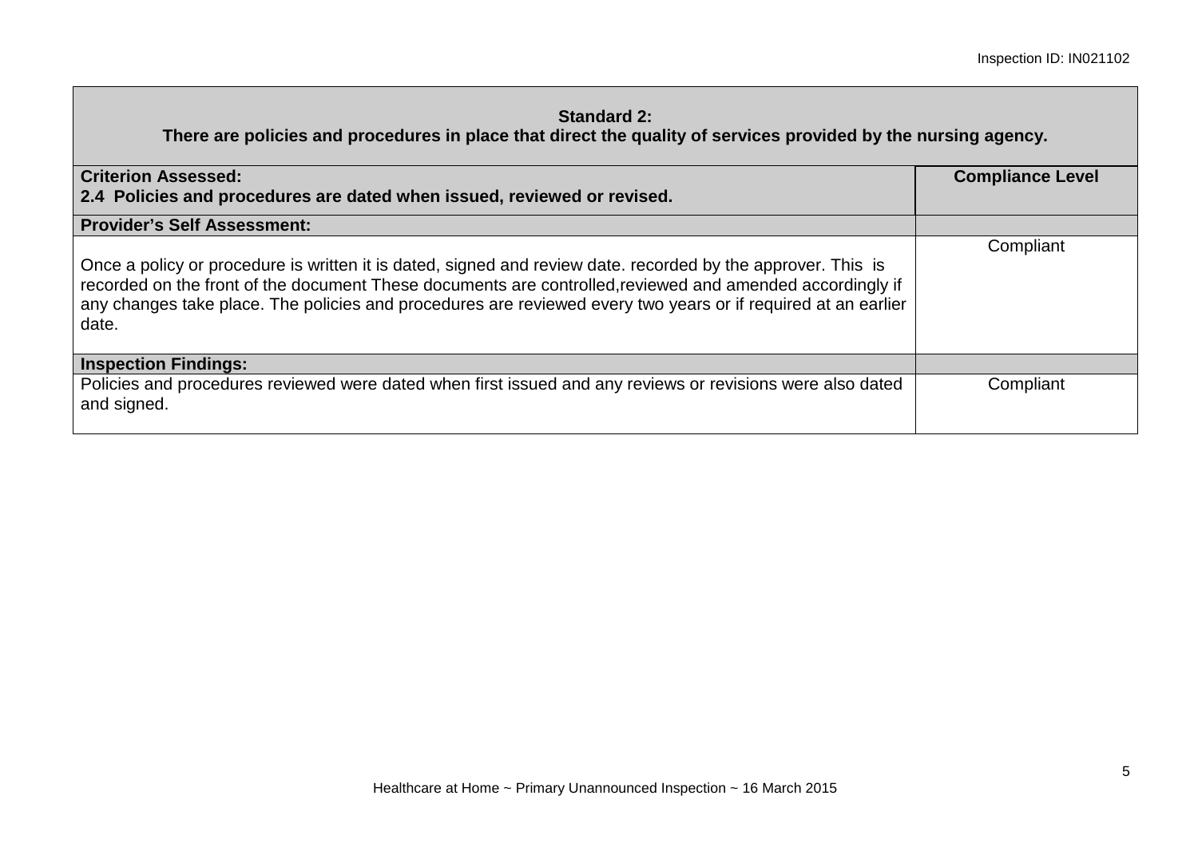| **Standard 2:** **There are policies and procedures in place that direct the quality of services provided by the nursing agency.** | |
|---|---|
| **Criterion Assessed:** **2.4 Policies and procedures are dated when issued, reviewed or revised.** | **Compliance Level** |
| **Provider's Self Assessment:** | |
| Once a policy or procedure is written it is dated, signed and review date. recorded by the approver. This is recorded on the front of the document These documents are controlled,reviewed and amended accordingly if any changes take place. The policies and procedures are reviewed every two years or if required at an earlier date. | Compliant |
| **Inspection Findings:** | |
| Policies and procedures reviewed were dated when first issued and any reviews or revisions were also dated and signed. | Compliant |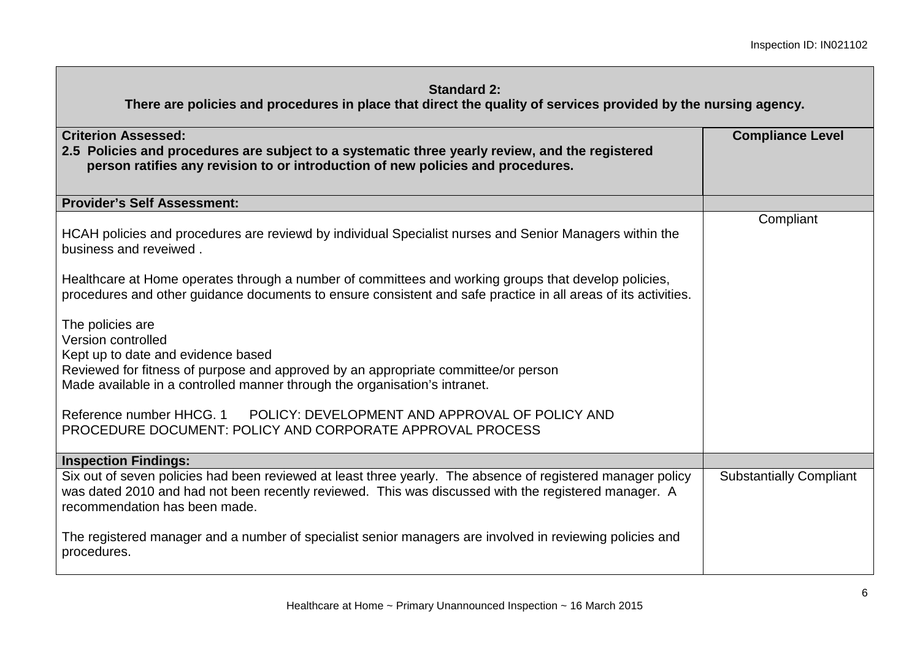| **Standard 2:**<br>**There are policies and procedures in place that direct the quality of services provided by the nursing agency.** | |
|---|---|
| **Criterion Assessed:**<br>**2.5 Policies and procedures are subject to a systematic three yearly review, and the registered person ratifies any revision to or introduction of new policies and procedures.** | **Compliance Level** |
| **Provider's Self Assessment:** | |
| HCAH policies and procedures are reviewd by individual Specialist nurses and Senior Managers within the business and reveiwed .<br><br>Healthcare at Home operates through a number of committees and working groups that develop policies, procedures and other guidance documents to ensure consistent and safe practice in all areas of its activities.<br><br>The policies are<br>Version controlled<br>Kept up to date and evidence based<br>Reviewed for fitness of purpose and approved by an appropriate committee/or person<br>Made available in a controlled manner through the organisation's intranet.<br><br>Reference number HHCG. 1 POLICY: DEVELOPMENT AND APPROVAL OF POLICY AND PROCEDURE DOCUMENT: POLICY AND CORPORATE APPROVAL PROCESS | Compliant |
| **Inspection Findings:** | |
| Six out of seven policies had been reviewed at least three yearly. The absence of registered manager policy was dated 2010 and had not been recently reviewed. This was discussed with the registered manager. A recommendation has been made.<br><br>The registered manager and a number of specialist senior managers are involved in reviewing policies and procedures. | Substantially Compliant |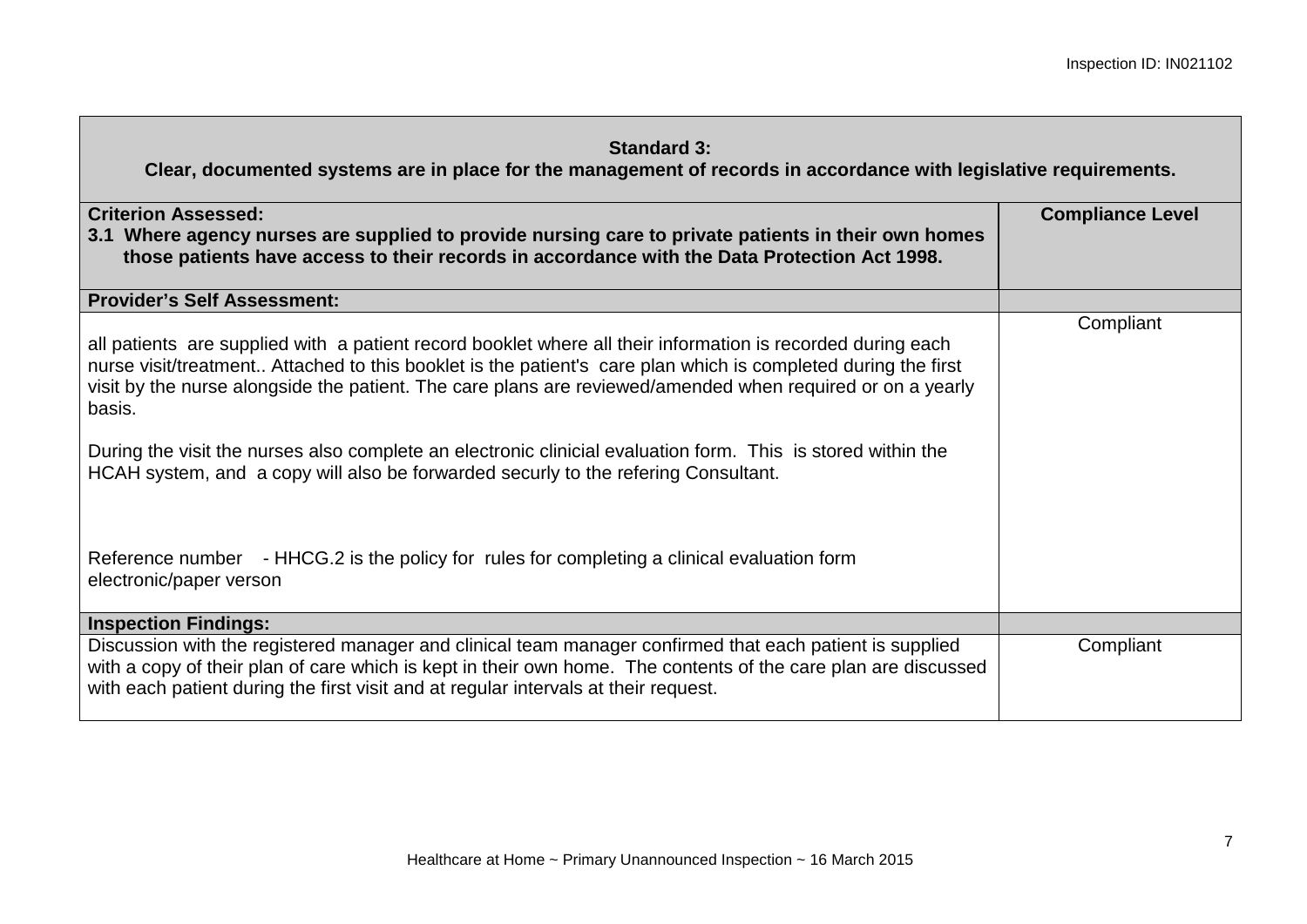| **Standard 3:** **Clear, documented systems are in place for the management of records in accordance with legislative requirements.** | |
|---|---|
| **Criterion Assessed:** **3.1 Where agency nurses are supplied to provide nursing care to private patients in their own homes those patients have access to their records in accordance with the Data Protection Act 1998.** | **Compliance Level** |
| **Provider's Self Assessment:** | |
| all patients are supplied with a patient record booklet where all their information is recorded during each nurse visit/treatment.. Attached to this booklet is the patient's care plan which is completed during the first visit by the nurse alongside the patient. The care plans are reviewed/amended when required or on a yearly basis.<br><br>During the visit the nurses also complete an electronic clinicial evaluation form. This is stored within the HCAH system, and a copy will also be forwarded securly to the refering Consultant.<br><br>Reference number - HHCG.2 is the policy for rules for completing a clinical evaluation form electronic/paper verson | Compliant |
| **Inspection Findings:** | |
| Discussion with the registered manager and clinical team manager confirmed that each patient is supplied with a copy of their plan of care which is kept in their own home. The contents of the care plan are discussed with each patient during the first visit and at regular intervals at their request. | Compliant |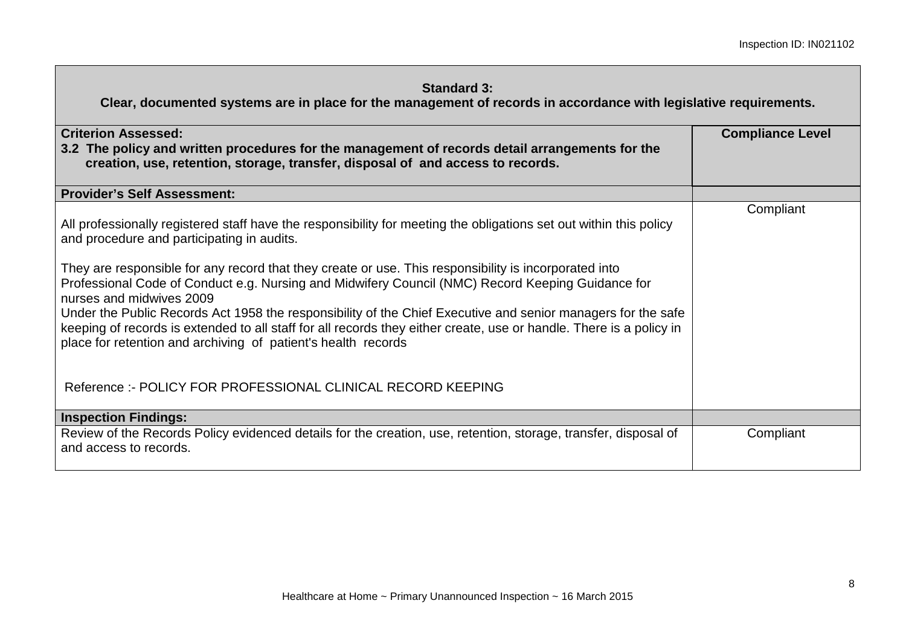| **Standard 3:** **Clear, documented systems are in place for the management of records in accordance with legislative requirements.** | |
|---|---|
| **Criterion Assessed:** **3.2 The policy and written procedures for the management of records detail arrangements for the creation, use, retention, storage, transfer, disposal of and access to records.** | **Compliance Level** |
| **Provider's Self Assessment:** | |
| All professionally registered staff have the responsibility for meeting the obligations set out within this policy and procedure and participating in audits.<br><br>They are responsible for any record that they create or use. This responsibility is incorporated into Professional Code of Conduct e.g. Nursing and Midwifery Council (NMC) Record Keeping Guidance for nurses and midwives 2009<br>Under the Public Records Act 1958 the responsibility of the Chief Executive and senior managers for the safe keeping of records is extended to all staff for all records they either create, use or handle. There is a policy in place for retention and archiving of patient's health records<br><br>Reference :- POLICY FOR PROFESSIONAL CLINICAL RECORD KEEPING | Compliant |
| **Inspection Findings:** | |
| Review of the Records Policy evidenced details for the creation, use, retention, storage, transfer, disposal of and access to records. | Compliant |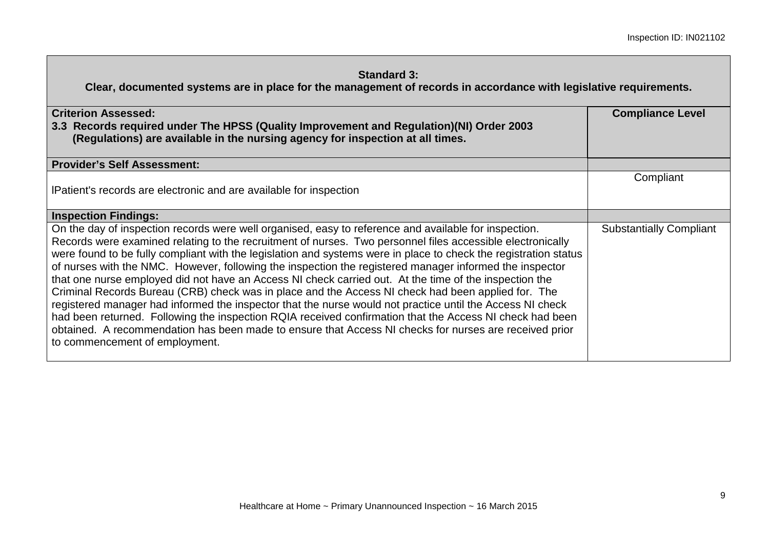| **Standard 3:** **Clear, documented systems are in place for the management of records in accordance with legislative requirements.** | |
|---|---|
| **Criterion Assessed:** **3.3 Records required under The HPSS (Quality Improvement and Regulation)(NI) Order 2003 (Regulations) are available in the nursing agency for inspection at all times.** | **Compliance Level** |
| **Provider's Self Assessment:** | |
| lPatient's records are electronic and are available for inspection | Compliant |
| **Inspection Findings:** | |
| On the day of inspection records were well organised, easy to reference and available for inspection. Records were examined relating to the recruitment of nurses. Two personnel files accessible electronically were found to be fully compliant with the legislation and systems were in place to check the registration status of nurses with the NMC. However, following the inspection the registered manager informed the inspector that one nurse employed did not have an Access NI check carried out. At the time of the inspection the Criminal Records Bureau (CRB) check was in place and the Access NI check had been applied for. The registered manager had informed the inspector that the nurse would not practice until the Access NI check had been returned. Following the inspection RQIA received confirmation that the Access NI check had been obtained. A recommendation has been made to ensure that Access NI checks for nurses are received prior to commencement of employment. | Substantially Compliant |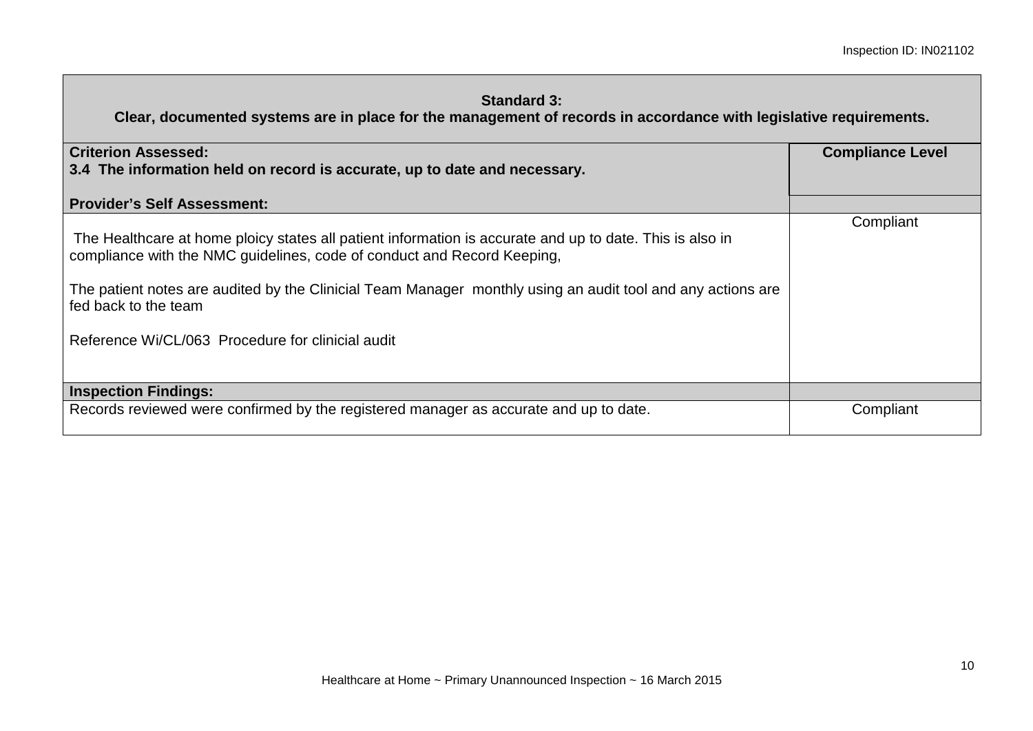| Standard 3: Clear, documented systems are in place for the management of records in accordance with legislative requirements. | |
|---|---|
| **Criterion Assessed:** **3.4 The information held on record is accurate, up to date and necessary.** | **Compliance Level** |
| **Provider's Self Assessment:** | |
| The Healthcare at home ploicy states all patient information is accurate and up to date. This is also in compliance with the NMC guidelines, code of conduct and Record Keeping,<br><br>The patient notes are audited by the Clinicial Team Manager monthly using an audit tool and any actions are fed back to the team<br><br>Reference Wi/CL/063 Procedure for clinicial audit | Compliant |
| **Inspection Findings:** | |
| Records reviewed were confirmed by the registered manager as accurate and up to date. | Compliant |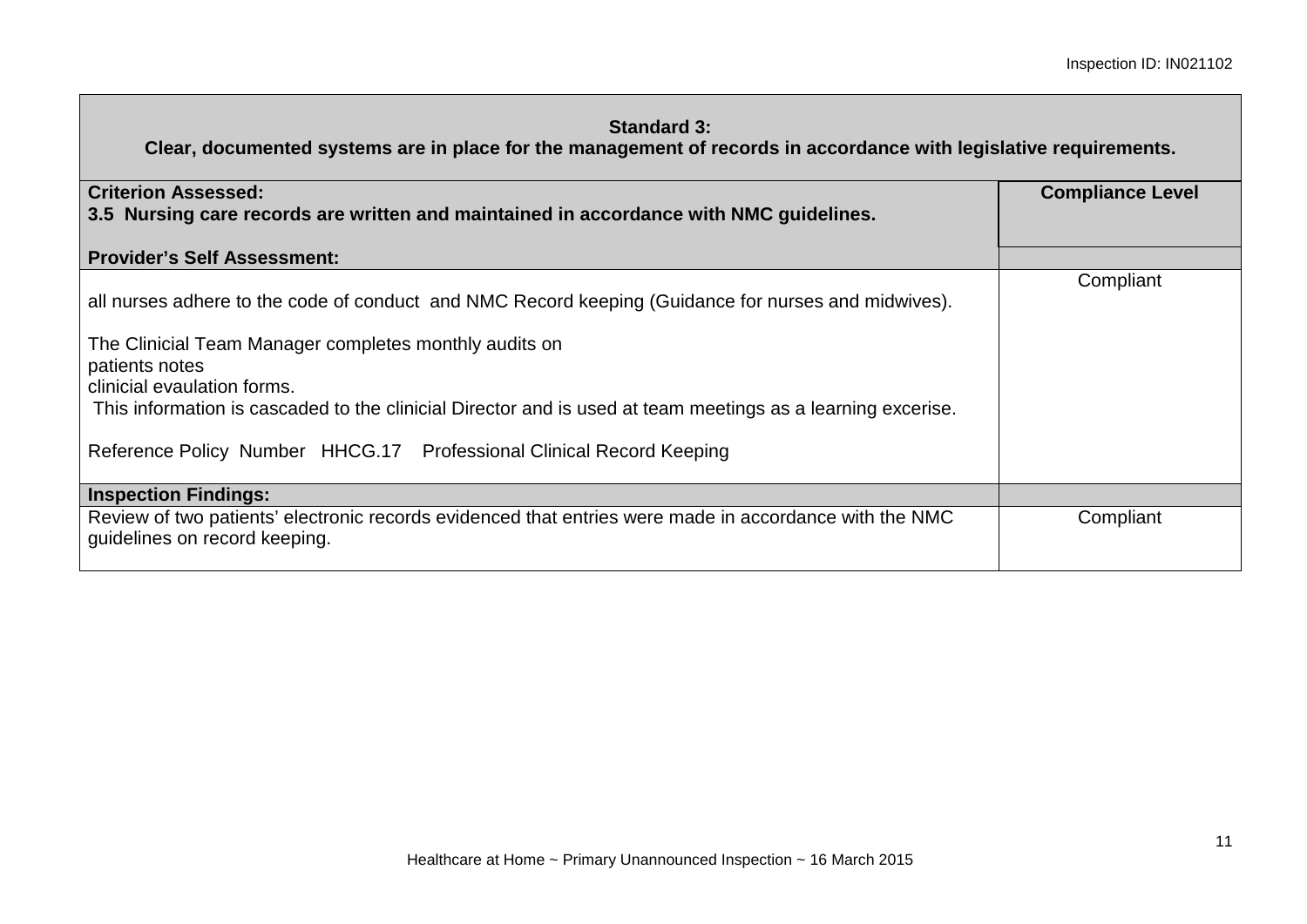| **Standard 3:**<br>**Clear, documented systems are in place for the management of records in accordance with legislative requirements.** | |
|---|---|
| **Criterion Assessed:**<br>**3.5 Nursing care records are written and maintained in accordance with NMC guidelines.** | **Compliance Level** |
| **Provider's Self Assessment:** | |
| all nurses adhere to the code of conduct and NMC Record keeping (Guidance for nurses and midwives).<br><br>The Clinicial Team Manager completes monthly audits on<br>patients notes<br>clinicial evaulation forms.<br>This information is cascaded to the clinicial Director and is used at team meetings as a learning excerise.<br><br>Reference Policy Number HHCG.17 Professional Clinical Record Keeping | Compliant |
| **Inspection Findings:** | |
| Review of two patients' electronic records evidenced that entries were made in accordance with the NMC guidelines on record keeping. | Compliant |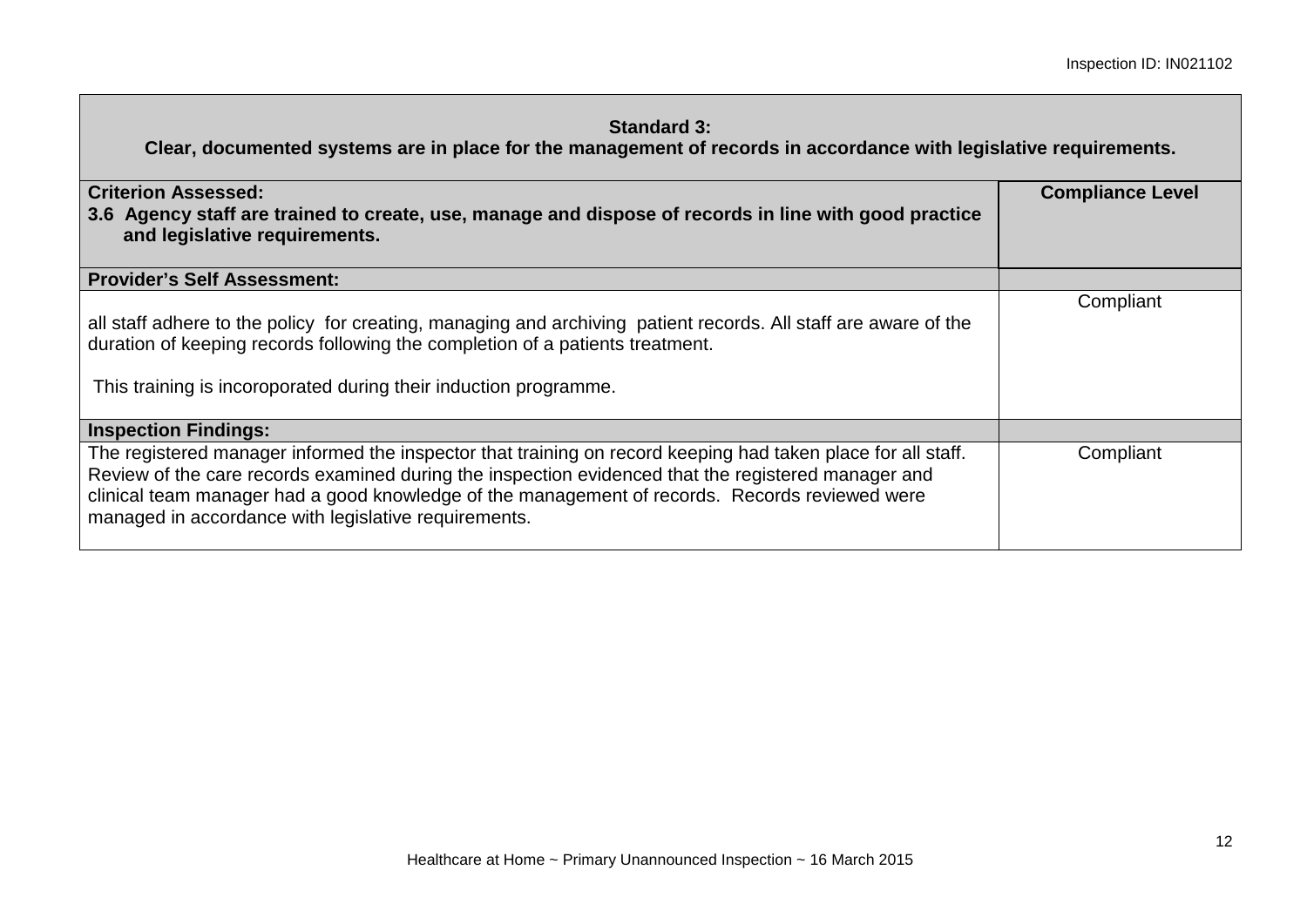| **Standard 3:**<br>**Clear, documented systems are in place for the management of records in accordance with legislative requirements.** | |
|---|---|
| **Criterion Assessed:**<br>**3.6 Agency staff are trained to create, use, manage and dispose of records in line with good practice and legislative requirements.** | **Compliance Level** |
| **Provider's Self Assessment:** | |
| all staff adhere to the policy for creating, managing and archiving patient records. All staff are aware of the duration of keeping records following the completion of a patients treatment.<br><br>This training is incoroporated during their induction programme. | Compliant |
| **Inspection Findings:** | |
| The registered manager informed the inspector that training on record keeping had taken place for all staff. Review of the care records examined during the inspection evidenced that the registered manager and clinical team manager had a good knowledge of the management of records. Records reviewed were managed in accordance with legislative requirements. | Compliant |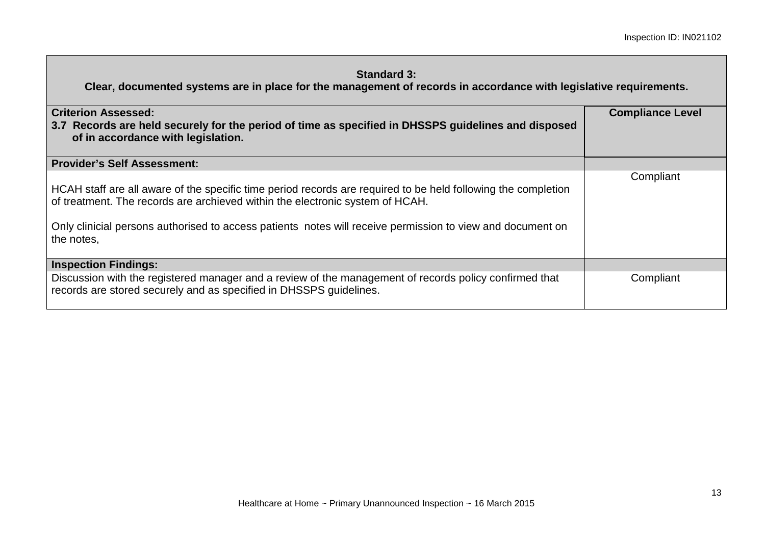| **Standard 3:** **Clear, documented systems are in place for the management of records in accordance with legislative requirements.** | |
|---|---|
| **Criterion Assessed:** **3.7 Records are held securely for the period of time as specified in DHSSPS guidelines and disposed of in accordance with legislation.** | **Compliance Level** |
| **Provider's Self Assessment:** | |
| HCAH staff are all aware of the specific time period records are required to be held following the completion of treatment. The records are archieved within the electronic system of HCAH.<br><br>Only clinicial persons authorised to access patients notes will receive permission to view and document on the notes, | Compliant |
| **Inspection Findings:** | |
| Discussion with the registered manager and a review of the management of records policy confirmed that records are stored securely and as specified in DHSSPS guidelines. | Compliant |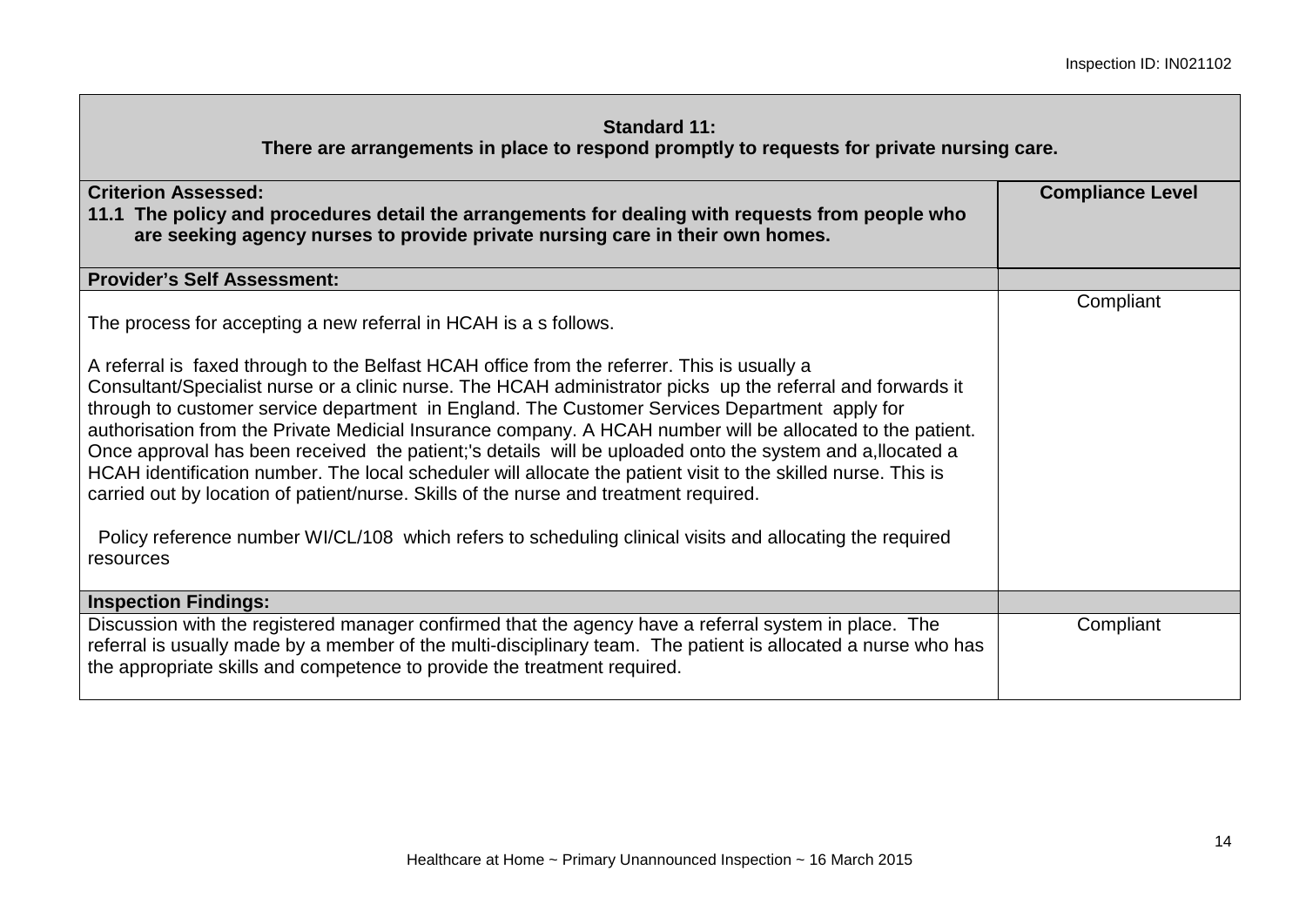| **Standard 11:**<br>**There are arrangements in place to respond promptly to requests for private nursing care.** | |
|---|---|
| **Criterion Assessed:**<br>**11.1 The policy and procedures detail the arrangements for dealing with requests from people who are seeking agency nurses to provide private nursing care in their own homes.** | **Compliance Level** |
| **Provider's Self Assessment:** | |
| The process for accepting a new referral in HCAH is a s follows.<br><br>A referral is faxed through to the Belfast HCAH office from the referrer. This is usually a Consultant/Specialist nurse or a clinic nurse. The HCAH administrator picks up the referral and forwards it through to customer service department in England. The Customer Services Department apply for authorisation from the Private Medicial Insurance company. A HCAH number will be allocated to the patient. Once approval has been received the patient;'s details will be uploaded onto the system and a,llocated a HCAH identification number. The local scheduler will allocate the patient visit to the skilled nurse. This is carried out by location of patient/nurse. Skills of the nurse and treatment required.<br><br>Policy reference number WI/CL/108 which refers to scheduling clinical visits and allocating the required resources | Compliant |
| **Inspection Findings:** | |
| Discussion with the registered manager confirmed that the agency have a referral system in place. The referral is usually made by a member of the multi-disciplinary team. The patient is allocated a nurse who has the appropriate skills and competence to provide the treatment required. | Compliant |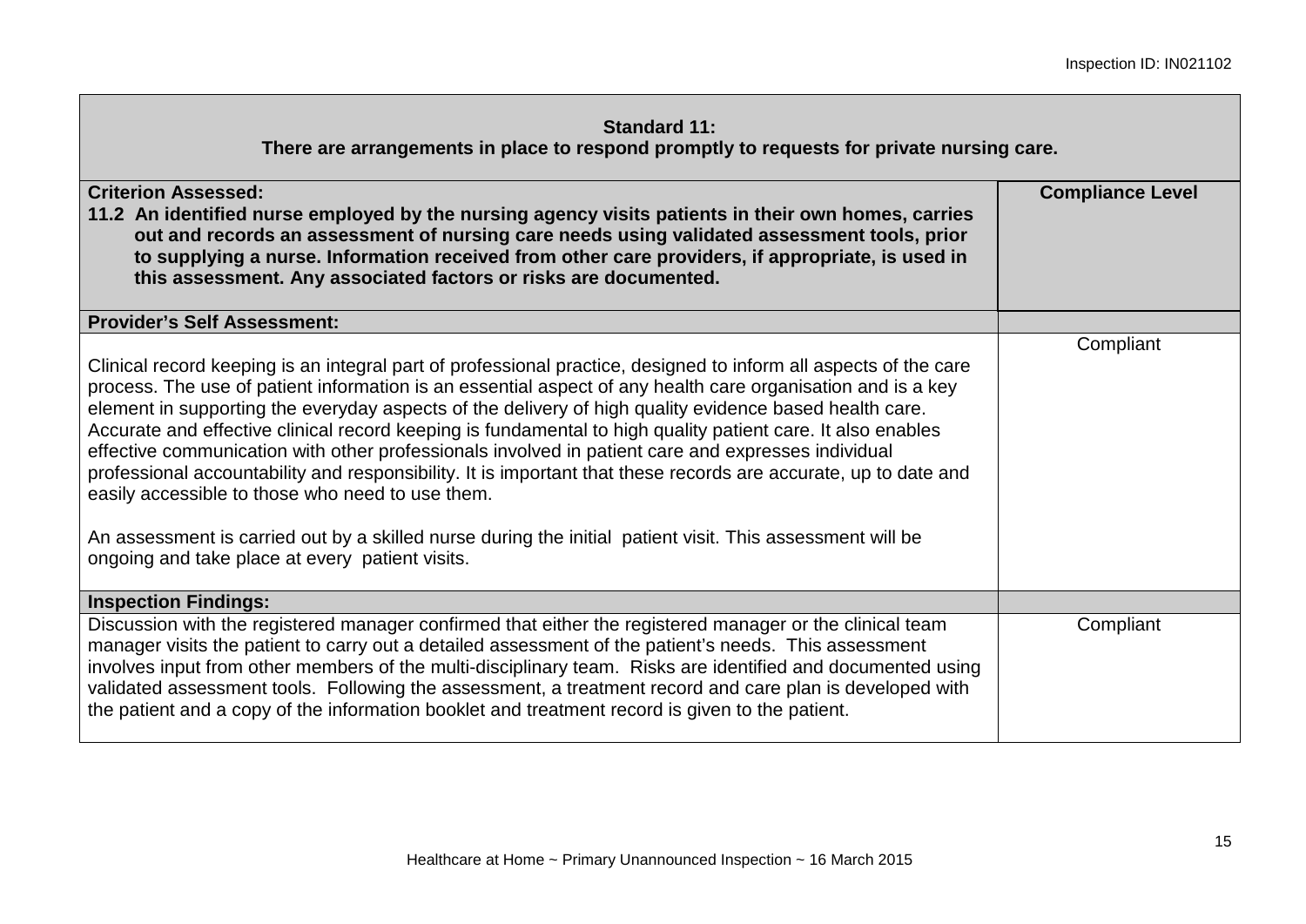| **Standard 11:**<br>**There are arrangements in place to respond promptly to requests for private nursing care.** | |
|---|---|
| **Criterion Assessed:**<br>**11.2 An identified nurse employed by the nursing agency visits patients in their own homes, carries out and records an assessment of nursing care needs using validated assessment tools, prior to supplying a nurse. Information received from other care providers, if appropriate, is used in this assessment. Any associated factors or risks are documented.** | **Compliance Level** |
| **Provider's Self Assessment:** | |
| Clinical record keeping is an integral part of professional practice, designed to inform all aspects of the care process. The use of patient information is an essential aspect of any health care organisation and is a key element in supporting the everyday aspects of the delivery of high quality evidence based health care. Accurate and effective clinical record keeping is fundamental to high quality patient care. It also enables effective communication with other professionals involved in patient care and expresses individual professional accountability and responsibility. It is important that these records are accurate, up to date and easily accessible to those who need to use them.<br><br>An assessment is carried out by a skilled nurse during the initial patient visit. This assessment will be ongoing and take place at every patient visits. | Compliant |
| **Inspection Findings:** | |
| Discussion with the registered manager confirmed that either the registered manager or the clinical team manager visits the patient to carry out a detailed assessment of the patient's needs. This assessment involves input from other members of the multi-disciplinary team. Risks are identified and documented using validated assessment tools. Following the assessment, a treatment record and care plan is developed with the patient and a copy of the information booklet and treatment record is given to the patient. | Compliant |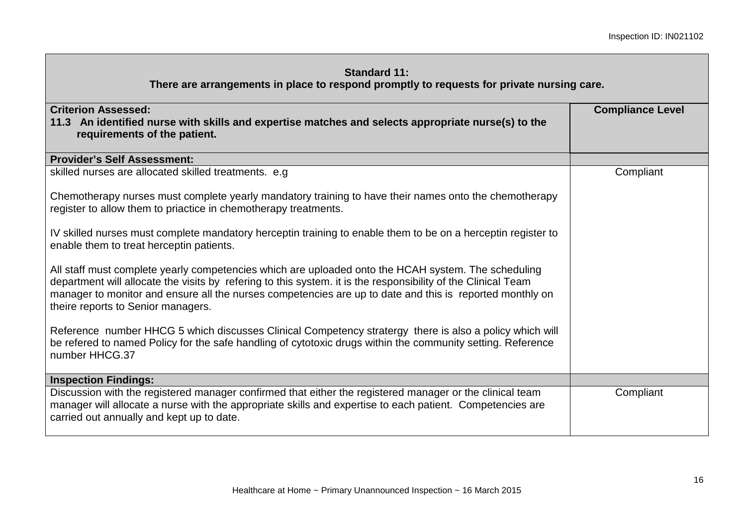| **Standard 11:**<br>**There are arrangements in place to respond promptly to requests for private nursing care.** | |
|---|---|
| **Criterion Assessed:**<br>**11.3 An identified nurse with skills and expertise matches and selects appropriate nurse(s) to the requirements of the patient.** | **Compliance Level** |
| **Provider's Self Assessment:** | |
| skilled nurses are allocated skilled treatments. e.g<br><br>Chemotherapy nurses must complete yearly mandatory training to have their names onto the chemotherapy register to allow them to priactice in chemotherapy treatments.<br><br>IV skilled nurses must complete mandatory herceptin training to enable them to be on a herceptin register to enable them to treat herceptin patients.<br><br>All staff must complete yearly competencies which are uploaded onto the HCAH system. The scheduling department will allocate the visits by refering to this system. it is the responsibility of the Clinical Team manager to monitor and ensure all the nurses competencies are up to date and this is reported monthly on theire reports to Senior managers.<br><br>Reference number HHCG 5 which discusses Clinical Competency stratergy there is also a policy which will be refered to named Policy for the safe handling of cytotoxic drugs within the community setting. Reference number HHCG.37 | Compliant |
| **Inspection Findings:** | |
| Discussion with the registered manager confirmed that either the registered manager or the clinical team manager will allocate a nurse with the appropriate skills and expertise to each patient. Competencies are carried out annually and kept up to date. | Compliant |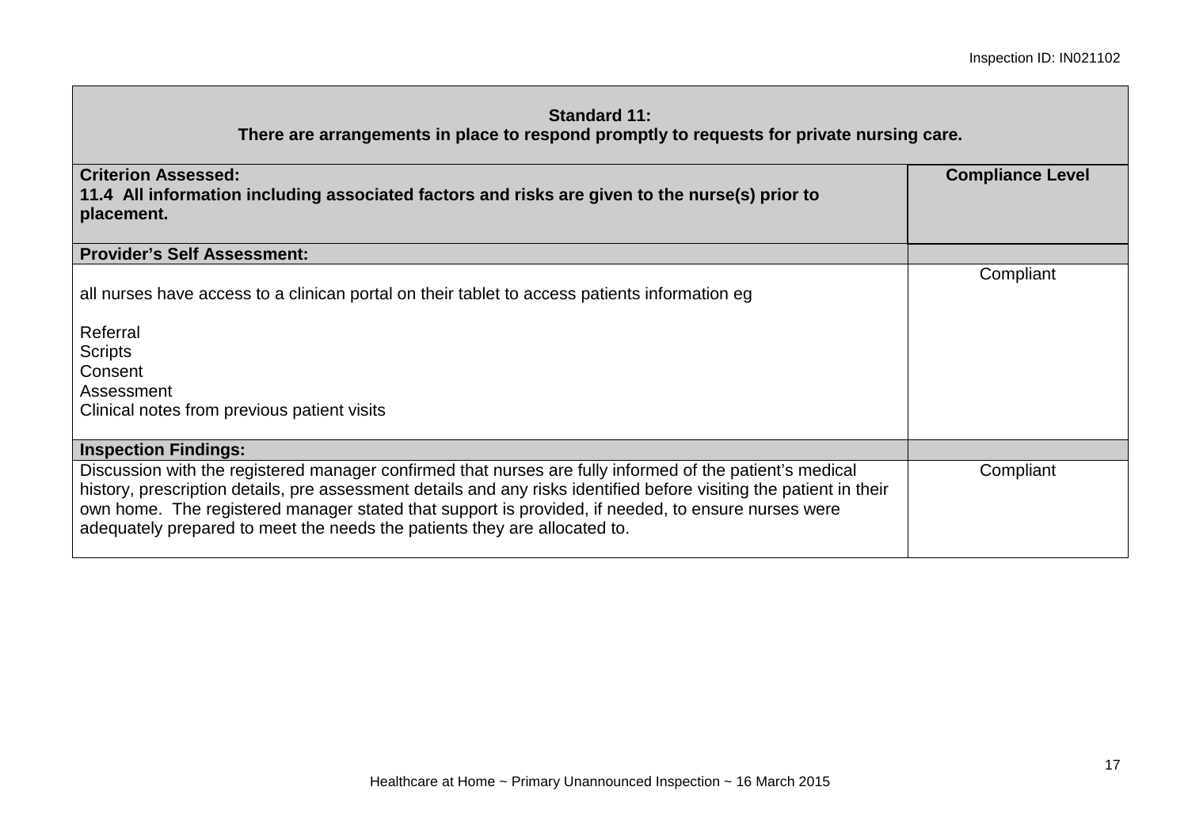| **Standard 11:**<br>**There are arrangements in place to respond promptly to requests for private nursing care.** | |
|---|---|
| **Criterion Assessed:**<br>**11.4 All information including associated factors and risks are given to the nurse(s) prior to placement.** | **Compliance Level** |
| **Provider's Self Assessment:** | |
| all nurses have access to a clinican portal on their tablet to access patients information eg<br><br>Referral<br>Scripts<br>Consent<br>Assessment<br>Clinical notes from previous patient visits | Compliant |
| **Inspection Findings:** | |
| Discussion with the registered manager confirmed that nurses are fully informed of the patient's medical history, prescription details, pre assessment details and any risks identified before visiting the patient in their own home. The registered manager stated that support is provided, if needed, to ensure nurses were adequately prepared to meet the needs the patients they are allocated to. | Compliant |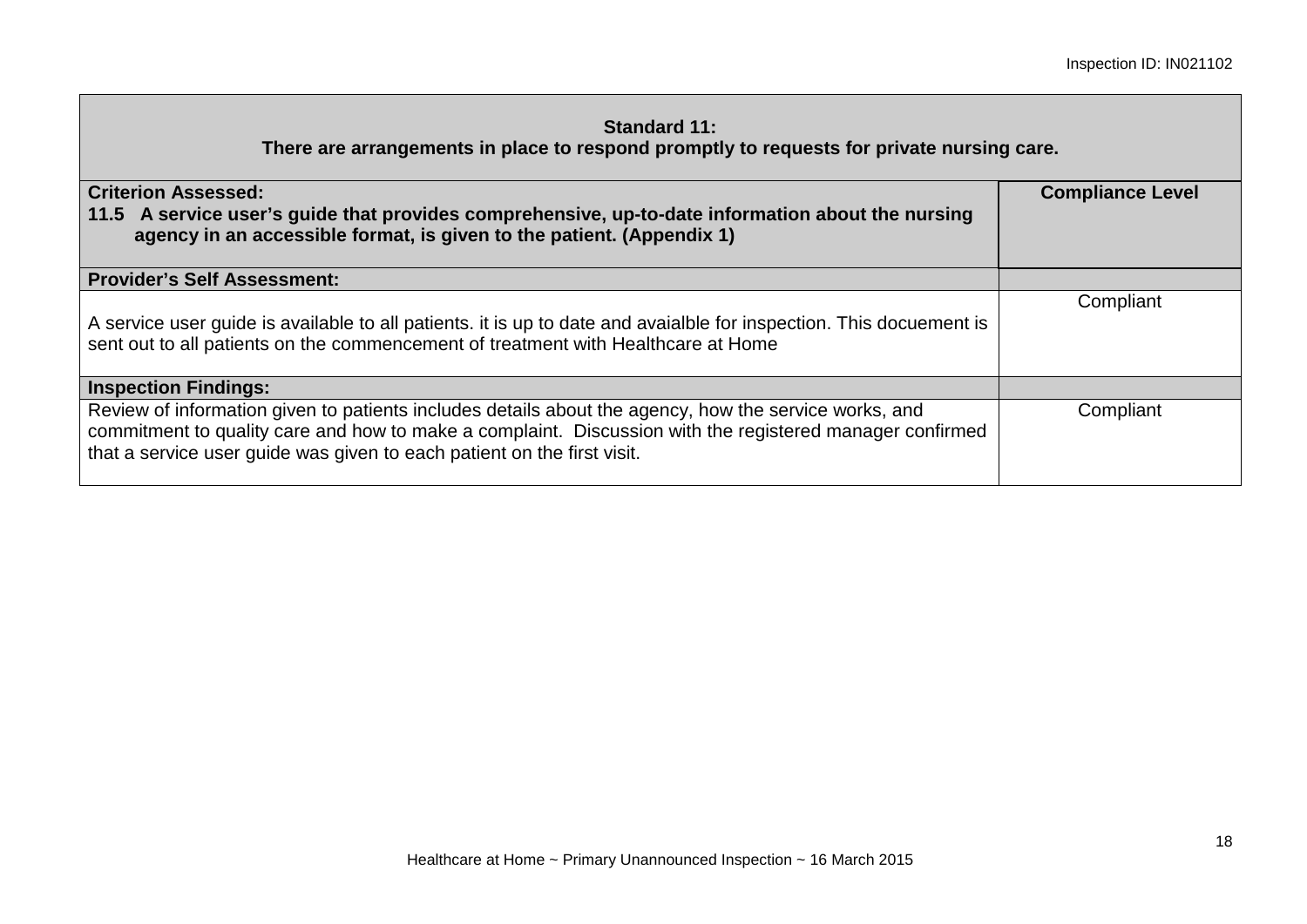| **Standard 11:**<br>**There are arrangements in place to respond promptly to requests for private nursing care.** | |
|---|---|
| **Criterion Assessed:**<br>**11.5 A service user's guide that provides comprehensive, up-to-date information about the nursing agency in an accessible format, is given to the patient. (Appendix 1)** | **Compliance Level** |
| **Provider's Self Assessment:** | |
| A service user guide is available to all patients. it is up to date and avaialble for inspection. This docuement is sent out to all patients on the commencement of treatment with Healthcare at Home | Compliant |
| **Inspection Findings:** | |
| Review of information given to patients includes details about the agency, how the service works, and commitment to quality care and how to make a complaint. Discussion with the registered manager confirmed that a service user guide was given to each patient on the first visit. | Compliant |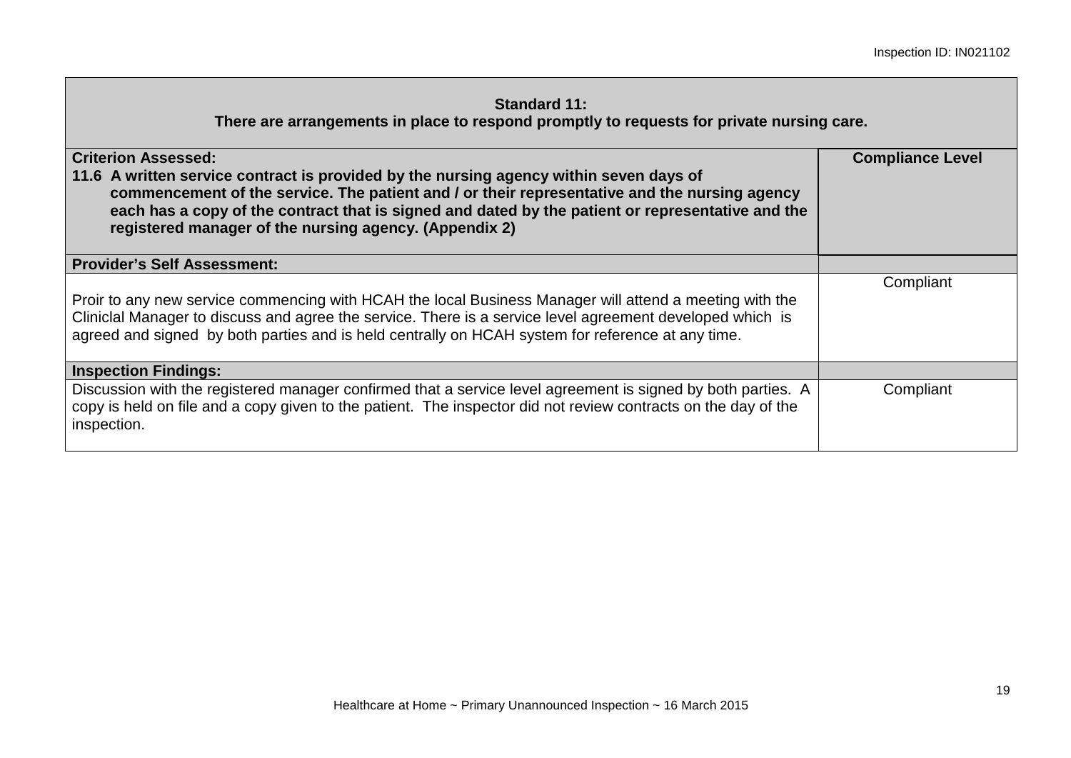| **Standard 11:**<br>**There are arrangements in place to respond promptly to requests for private nursing care.** | |
|---|---|
| **Criterion Assessed:**<br>**11.6 A written service contract is provided by the nursing agency within seven days of commencement of the service. The patient and / or their representative and the nursing agency each has a copy of the contract that is signed and dated by the patient or representative and the registered manager of the nursing agency. (Appendix 2)** | **Compliance Level** |
| **Provider's Self Assessment:** | |
| Proir to any new service commencing with HCAH the local Business Manager will attend a meeting with the Cliniclal Manager to discuss and agree the service. There is a service level agreement developed which is agreed and signed by both parties and is held centrally on HCAH system for reference at any time. | Compliant |
| **Inspection Findings:** | |
| Discussion with the registered manager confirmed that a service level agreement is signed by both parties. A copy is held on file and a copy given to the patient. The inspector did not review contracts on the day of the inspection. | Compliant |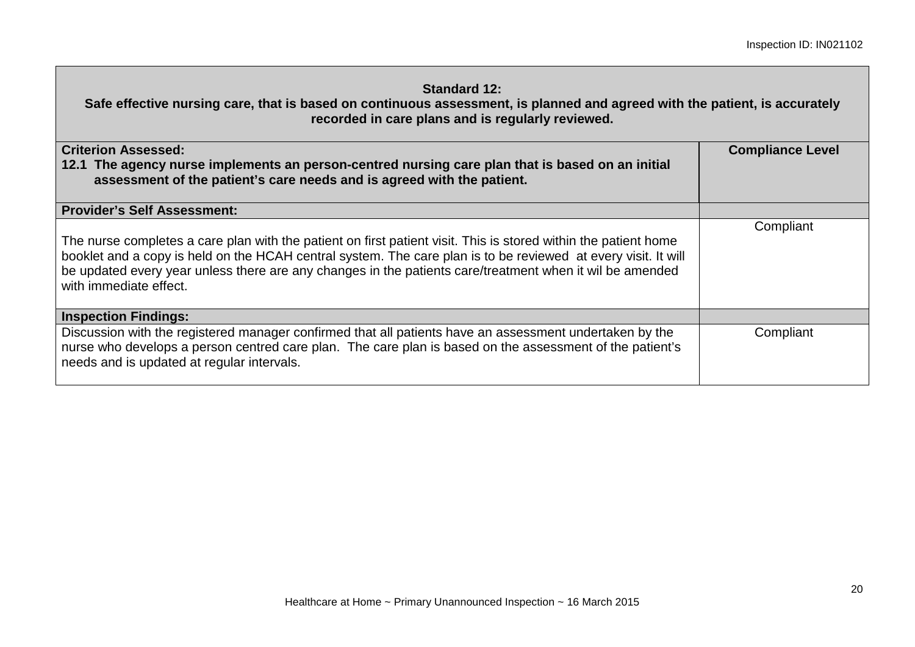| **Standard 12:**<br>**Safe effective nursing care, that is based on continuous assessment, is planned and agreed with the patient, is accurately recorded in care plans and is regularly reviewed.** | |
|---|---|
| **Criterion Assessed:**<br>**12.1 The agency nurse implements an person-centred nursing care plan that is based on an initial assessment of the patient's care needs and is agreed with the patient.** | **Compliance Level** |
| **Provider's Self Assessment:** | |
| The nurse completes a care plan with the patient on first patient visit. This is stored within the patient home booklet and a copy is held on the HCAH central system. The care plan is to be reviewed at every visit. It will be updated every year unless there are any changes in the patients care/treatment when it wil be amended with immediate effect. | Compliant |
| **Inspection Findings:** | |
| Discussion with the registered manager confirmed that all patients have an assessment undertaken by the nurse who develops a person centred care plan. The care plan is based on the assessment of the patient's needs and is updated at regular intervals. | Compliant |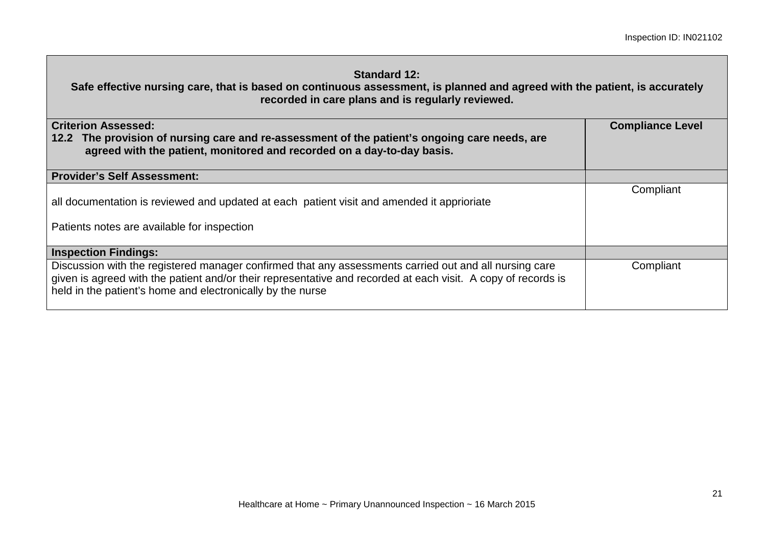| **Standard 12:**<br>**Safe effective nursing care, that is based on continuous assessment, is planned and agreed with the patient, is accurately recorded in care plans and is regularly reviewed.** | |
|---|---|
| **Criterion Assessed:**<br>**12.2 The provision of nursing care and re-assessment of the patient's ongoing care needs, are agreed with the patient, monitored and recorded on a day-to-day basis.** | **Compliance Level** |
| **Provider's Self Assessment:** | |
| all documentation is reviewed and updated at each patient visit and amended it apprioriate<br><br>Patients notes are available for inspection | Compliant |
| **Inspection Findings:** | |
| Discussion with the registered manager confirmed that any assessments carried out and all nursing care given is agreed with the patient and/or their representative and recorded at each visit. A copy of records is held in the patient's home and electronically by the nurse | Compliant |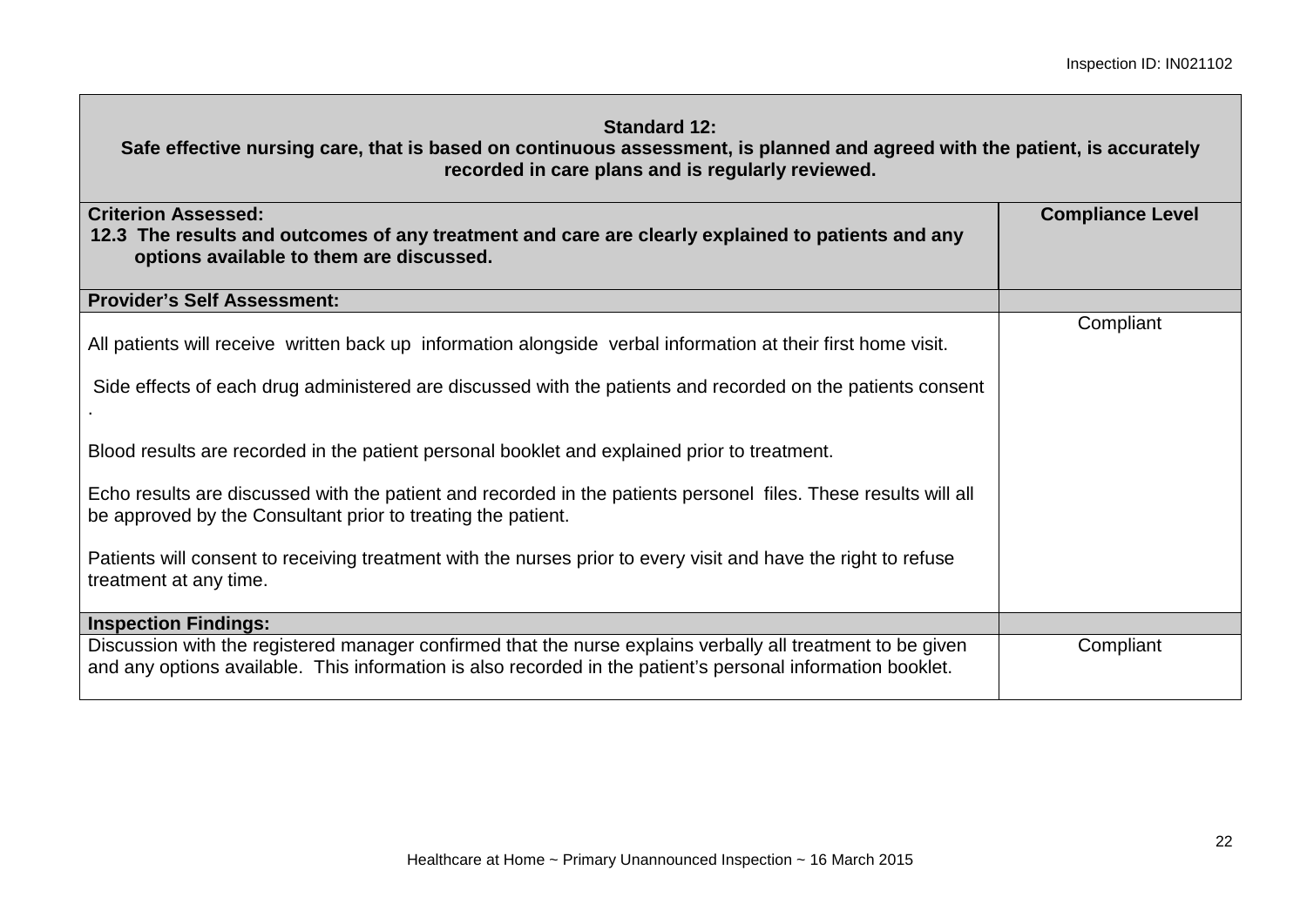| **Standard 12:** **Safe effective nursing care, that is based on continuous assessment, is planned and agreed with the patient, is accurately recorded in care plans and is regularly reviewed.** | |
|---|---|
| **Criterion Assessed:** **12.3 The results and outcomes of any treatment and care are clearly explained to patients and any options available to them are discussed.** | **Compliance Level** |
| **Provider's Self Assessment:** | |
| All patients will receive written back up information alongside verbal information at their first home visit.<br><br>Side effects of each drug administered are discussed with the patients and recorded on the patients consent .<br><br>Blood results are recorded in the patient personal booklet and explained prior to treatment.<br><br>Echo results are discussed with the patient and recorded in the patients personel files. These results will all be approved by the Consultant prior to treating the patient.<br><br>Patients will consent to receiving treatment with the nurses prior to every visit and have the right to refuse treatment at any time. | Compliant |
| **Inspection Findings:** | |
| Discussion with the registered manager confirmed that the nurse explains verbally all treatment to be given and any options available. This information is also recorded in the patient's personal information booklet. | Compliant |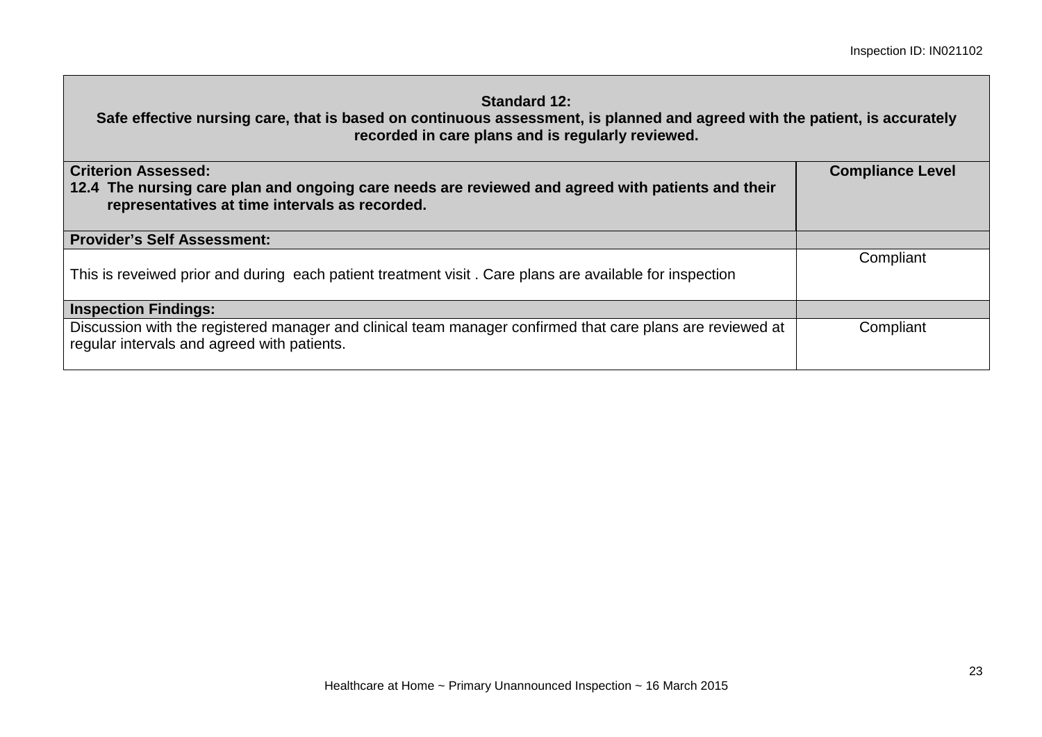| **Standard 12:**<br>**Safe effective nursing care, that is based on continuous assessment, is planned and agreed with the patient, is accurately recorded in care plans and is regularly reviewed.** | |
|---|---|
| **Criterion Assessed:**<br>**12.4 The nursing care plan and ongoing care needs are reviewed and agreed with patients and their representatives at time intervals as recorded.** | **Compliance Level** |
| **Provider's Self Assessment:** | |
| This is reveiwed prior and during each patient treatment visit . Care plans are available for inspection | Compliant |
| **Inspection Findings:** | |
| Discussion with the registered manager and clinical team manager confirmed that care plans are reviewed at regular intervals and agreed with patients. | Compliant |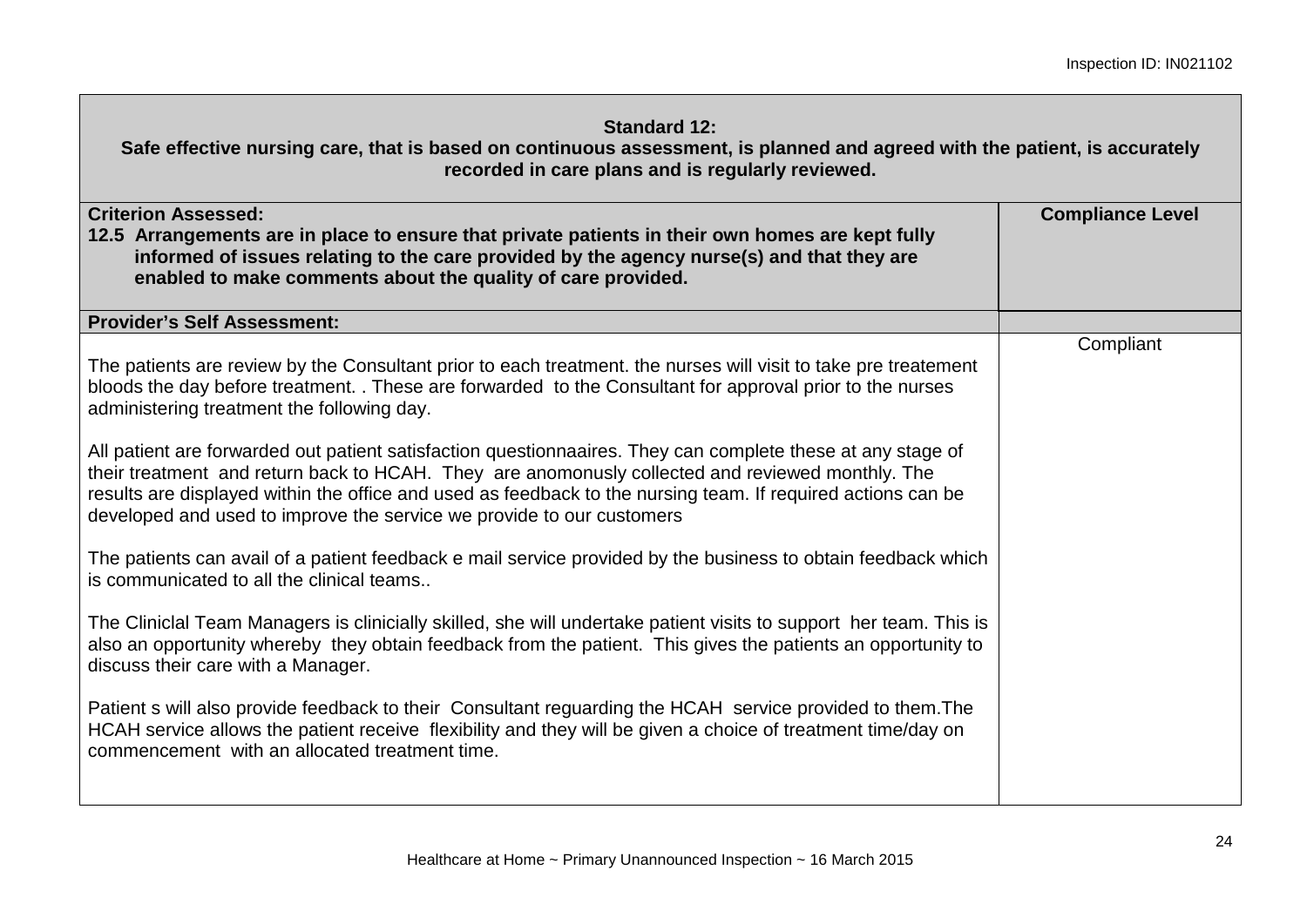| **Standard 12:**<br>**Safe effective nursing care, that is based on continuous assessment, is planned and agreed with the patient, is accurately recorded in care plans and is regularly reviewed.** | |
|---|---|
| **Criterion Assessed:**<br>**12.5 Arrangements are in place to ensure that private patients in their own homes are kept fully informed of issues relating to the care provided by the agency nurse(s) and that they are enabled to make comments about the quality of care provided.** | **Compliance Level** |
| **Provider's Self Assessment:** | |
| The patients are review by the Consultant prior to each treatment. the nurses will visit to take pre treatement bloods the day before treatment. . These are forwarded to the Consultant for approval prior to the nurses administering treatment the following day.<br><br>All patient are forwarded out patient satisfaction questionnaaires. They can complete these at any stage of their treatment and return back to HCAH. They are anomonusly collected and reviewed monthly. The results are displayed within the office and used as feedback to the nursing team. If required actions can be developed and used to improve the service we provide to our customers<br><br>The patients can avail of a patient feedback e mail service provided by the business to obtain feedback which is communicated to all the clinical teams..<br><br>The Cliniclal Team Managers is clinicially skilled, she will undertake patient visits to support her team. This is also an opportunity whereby they obtain feedback from the patient. This gives the patients an opportunity to discuss their care with a Manager.<br><br>Patient s will also provide feedback to their Consultant reguarding the HCAH service provided to them.The HCAH service allows the patient receive flexibility and they will be given a choice of treatment time/day on commencement with an allocated treatment time. | Compliant |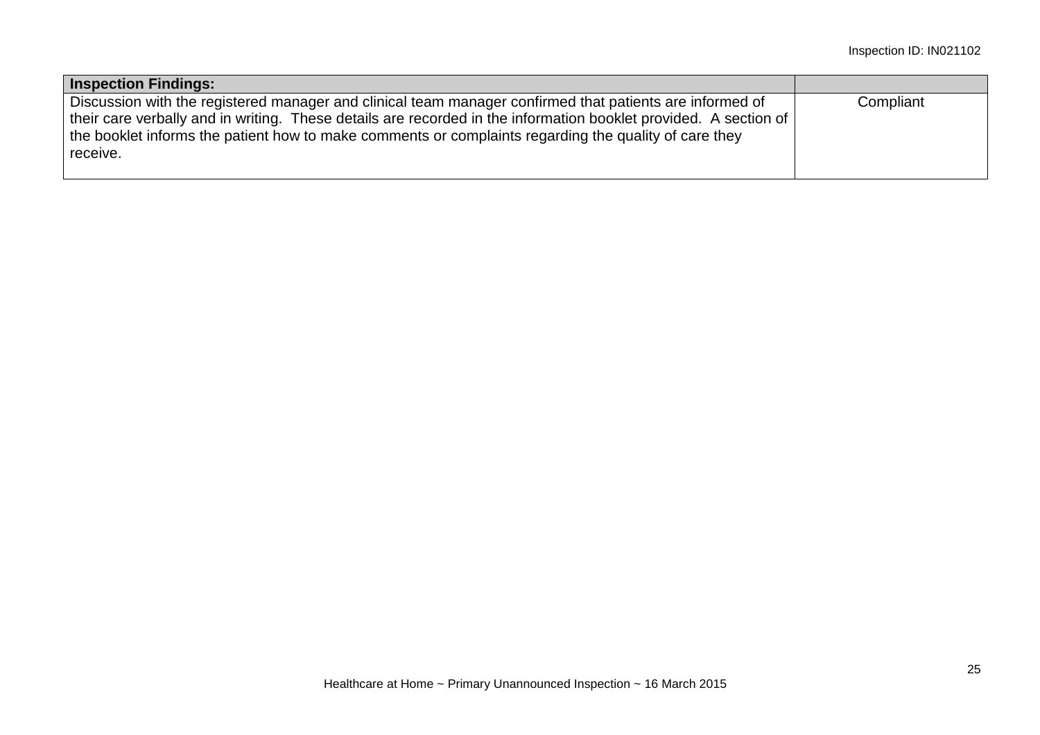| Inspection Findings: | |
|---|---|
| Discussion with the registered manager and clinical team manager confirmed that patients are informed of their care verbally and in writing. These details are recorded in the information booklet provided. A section of the booklet informs the patient how to make comments or complaints regarding the quality of care they receive. | Compliant |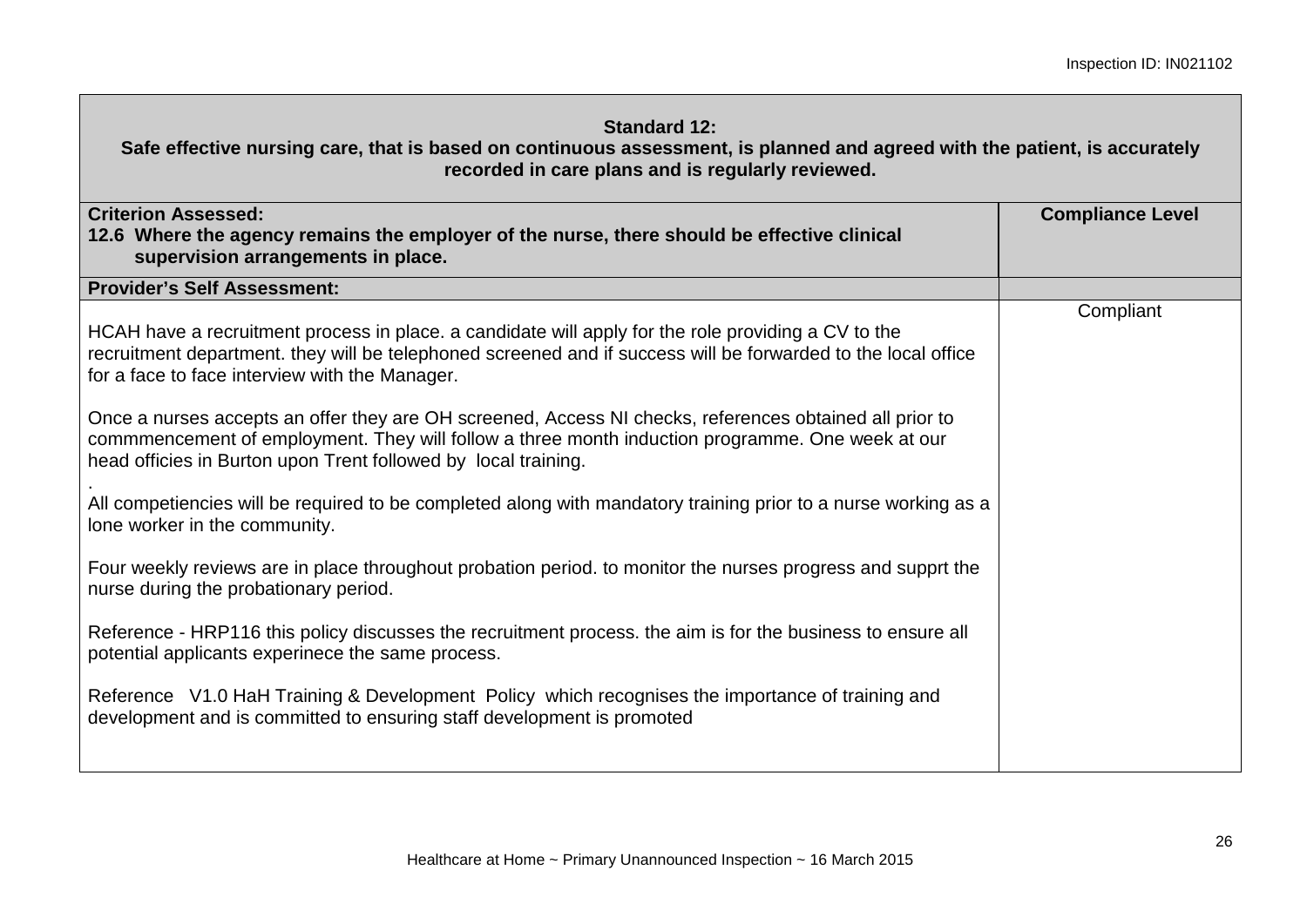| **Standard 12:**<br>**Safe effective nursing care, that is based on continuous assessment, is planned and agreed with the patient, is accurately recorded in care plans and is regularly reviewed.** | |
|---|---|
| **Criterion Assessed:**<br>**12.6 Where the agency remains the employer of the nurse, there should be effective clinical supervision arrangements in place.** | **Compliance Level** |
| **Provider's Self Assessment:** | |
| HCAH have a recruitment process in place. a candidate will apply for the role providing a CV to the recruitment department. they will be telephoned screened and if success will be forwarded to the local office for a face to face interview with the Manager.<br><br>Once a nurses accepts an offer they are OH screened, Access NI checks, references obtained all prior to commmencement of employment. They will follow a three month induction programme. One week at our head officies in Burton upon Trent followed by local training.<br>.<br>All competiencies will be required to be completed along with mandatory training prior to a nurse working as a lone worker in the community.<br><br>Four weekly reviews are in place throughout probation period. to monitor the nurses progress and supprt the nurse during the probationary period.<br><br>Reference - HRP116 this policy discusses the recruitment process. the aim is for the business to ensure all potential applicants experinece the same process.<br><br>Reference V1.0 HaH Training & Development Policy which recognises the importance of training and development and is committed to ensuring staff development is promoted | Compliant |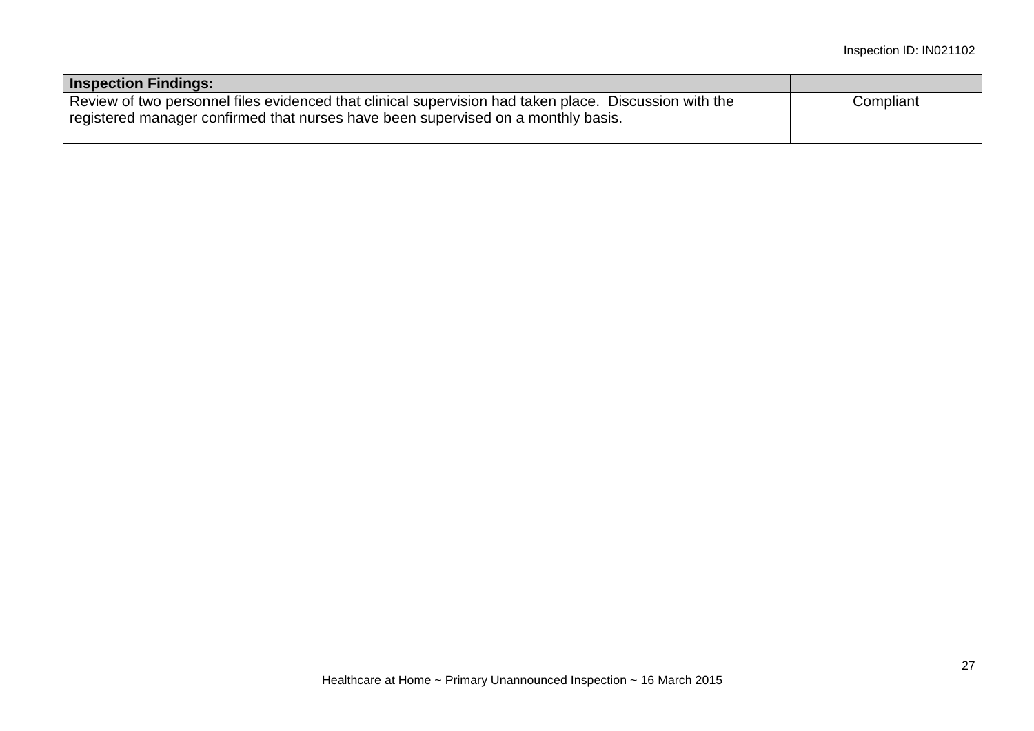| Inspection Findings: | |
| --- | --- |
| Review of two personnel files evidenced that clinical supervision had taken place. Discussion with the registered manager confirmed that nurses have been supervised on a monthly basis. | Compliant |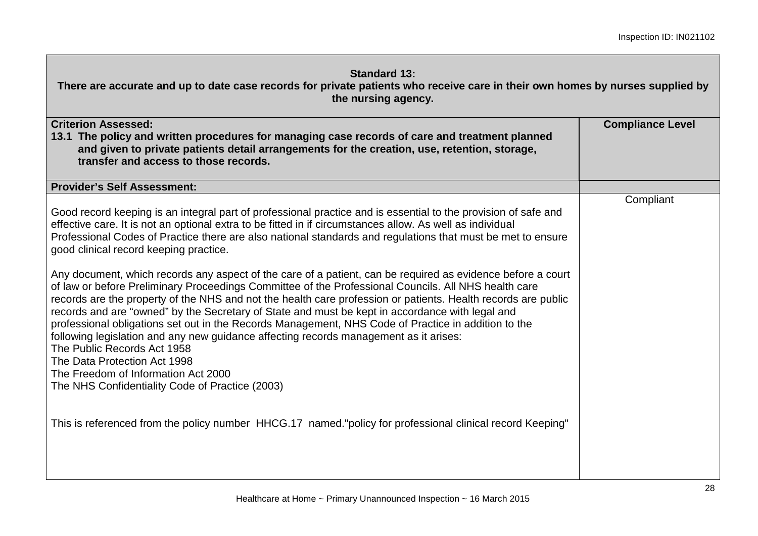| **Standard 13:**<br>**There are accurate and up to date case records for private patients who receive care in their own homes by nurses supplied by the nursing agency.** | |
|---|---|
| **Criterion Assessed:**<br>**13.1 The policy and written procedures for managing case records of care and treatment planned and given to private patients detail arrangements for the creation, use, retention, storage, transfer and access to those records.** | **Compliance Level** |
| **Provider's Self Assessment:** | |
| Good record keeping is an integral part of professional practice and is essential to the provision of safe and effective care. It is not an optional extra to be fitted in if circumstances allow. As well as individual Professional Codes of Practice there are also national standards and regulations that must be met to ensure good clinical record keeping practice.<br><br>Any document, which records any aspect of the care of a patient, can be required as evidence before a court of law or before Preliminary Proceedings Committee of the Professional Councils. All NHS health care records are the property of the NHS and not the health care profession or patients. Health records are public records and are "owned" by the Secretary of State and must be kept in accordance with legal and professional obligations set out in the Records Management, NHS Code of Practice in addition to the following legislation and any new guidance affecting records management as it arises:<br>The Public Records Act 1958<br>The Data Protection Act 1998<br>The Freedom of Information Act 2000<br>The NHS Confidentiality Code of Practice (2003)<br><br>This is referenced from the policy number HHCG.17 named."policy for professional clinical record Keeping" | Compliant |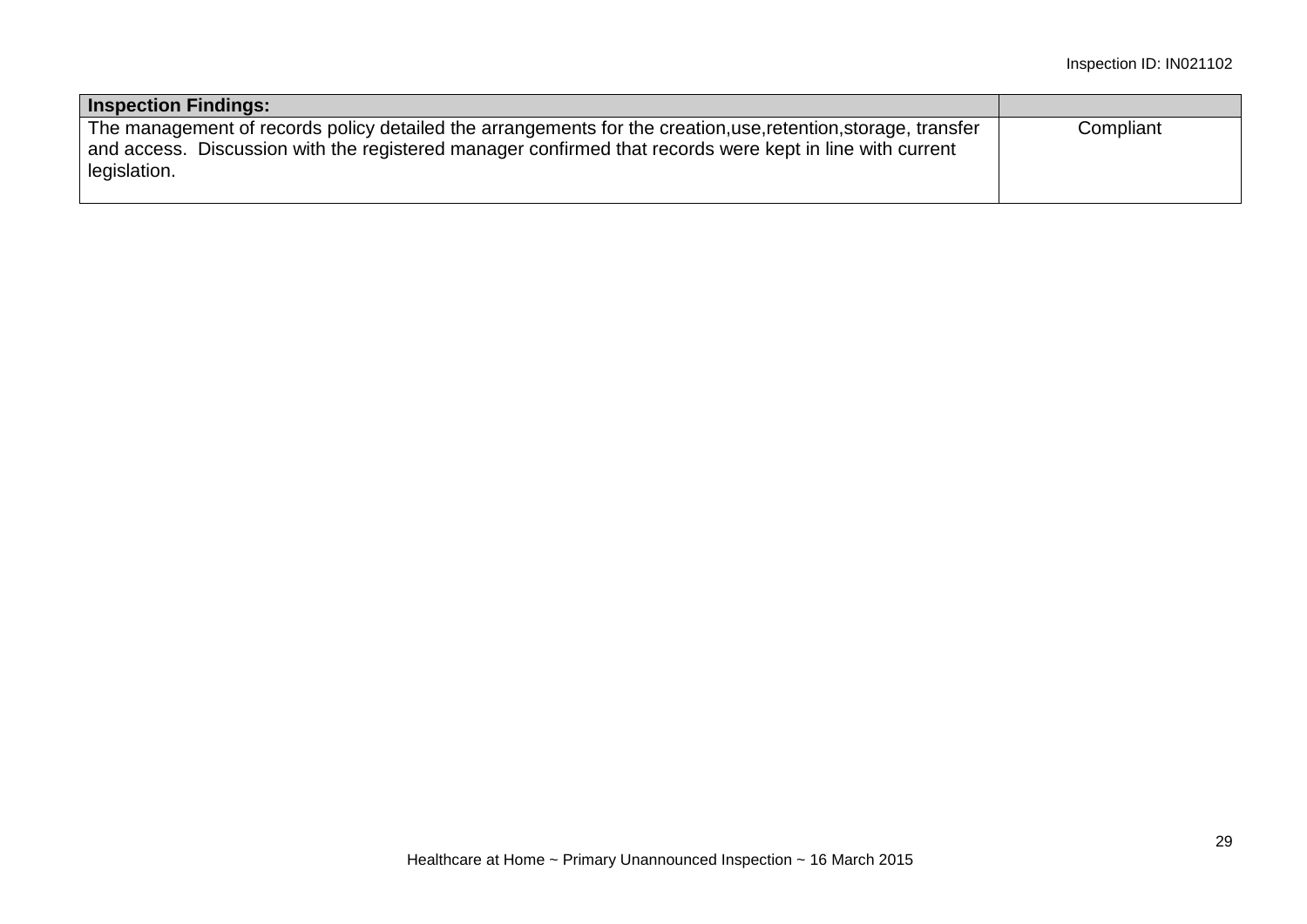| Inspection Findings: | |
|---|---|
| The management of records policy detailed the arrangements for the creation,use,retention,storage, transfer and access. Discussion with the registered manager confirmed that records were kept in line with current legislation. | Compliant |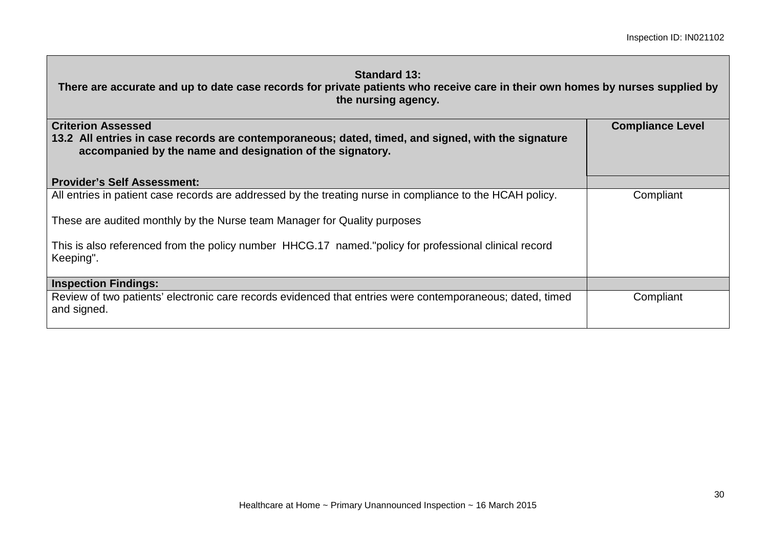| Standard 13: There are accurate and up to date case records for private patients who receive care in their own homes by nurses supplied by the nursing agency. | |
|---|---|
| **Criterion Assessed**<br>**13.2 All entries in case records are contemporaneous; dated, timed, and signed, with the signature accompanied by the name and designation of the signatory.** | **Compliance Level** |
| **Provider's Self Assessment:** | |
| All entries in patient case records are addressed by the treating nurse in compliance to the HCAH policy.<br><br>These are audited monthly by the Nurse team Manager for Quality purposes<br><br>This is also referenced from the policy number HHCG.17 named."policy for professional clinical record Keeping". | Compliant |
| **Inspection Findings:** | |
| Review of two patients' electronic care records evidenced that entries were contemporaneous; dated, timed and signed. | Compliant |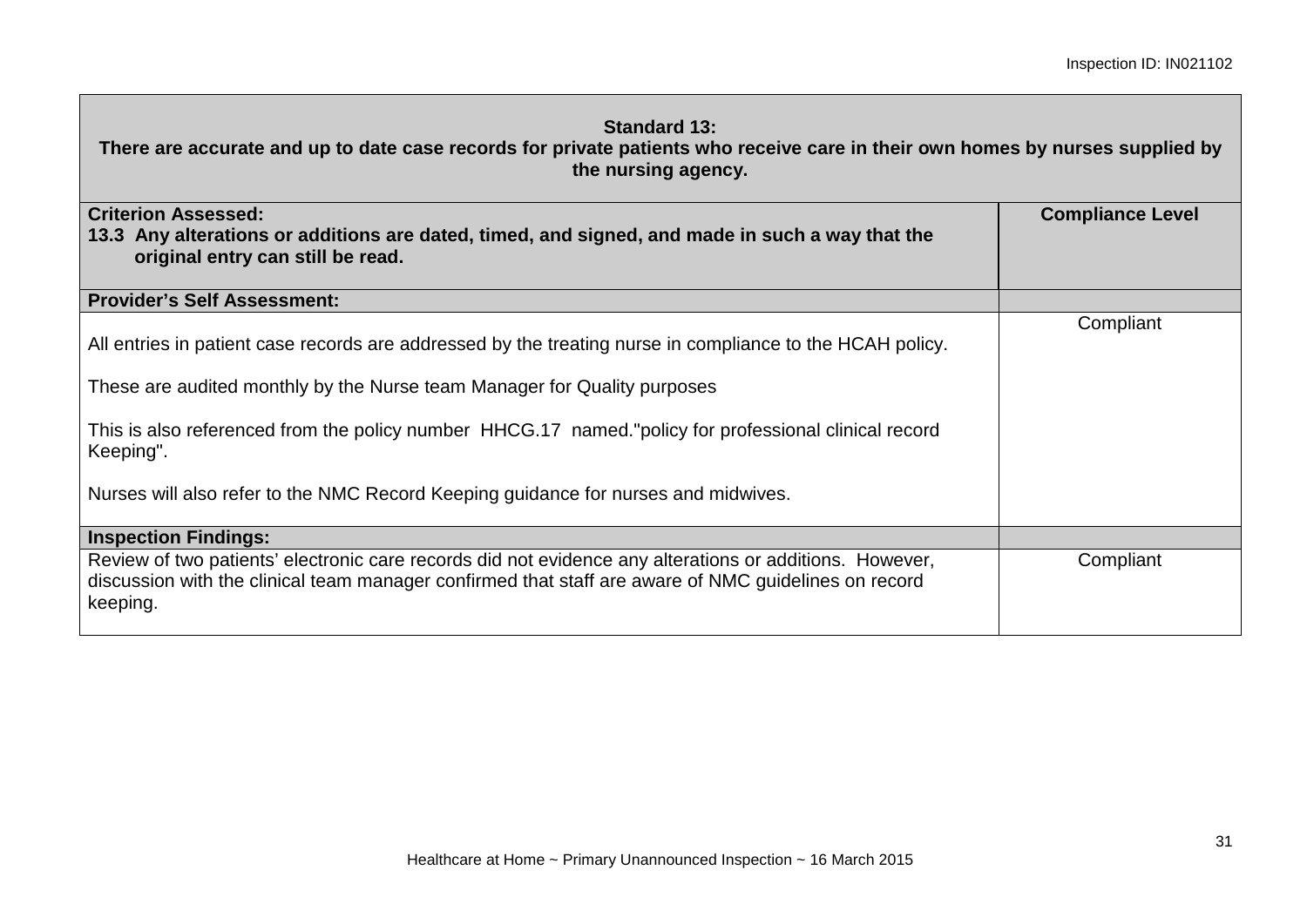| **Standard 13:**<br>**There are accurate and up to date case records for private patients who receive care in their own homes by nurses supplied by the nursing agency.** | |
|---|---|
| **Criterion Assessed:**<br>**13.3 Any alterations or additions are dated, timed, and signed, and made in such a way that the original entry can still be read.** | **Compliance Level** |
| **Provider's Self Assessment:** | |
| All entries in patient case records are addressed by the treating nurse in compliance to the HCAH policy.<br><br>These are audited monthly by the Nurse team Manager for Quality purposes<br><br>This is also referenced from the policy number HHCG.17 named."policy for professional clinical record Keeping".<br><br>Nurses will also refer to the NMC Record Keeping guidance for nurses and midwives. | Compliant |
| **Inspection Findings:** | |
| Review of two patients' electronic care records did not evidence any alterations or additions. However, discussion with the clinical team manager confirmed that staff are aware of NMC guidelines on record keeping. | Compliant |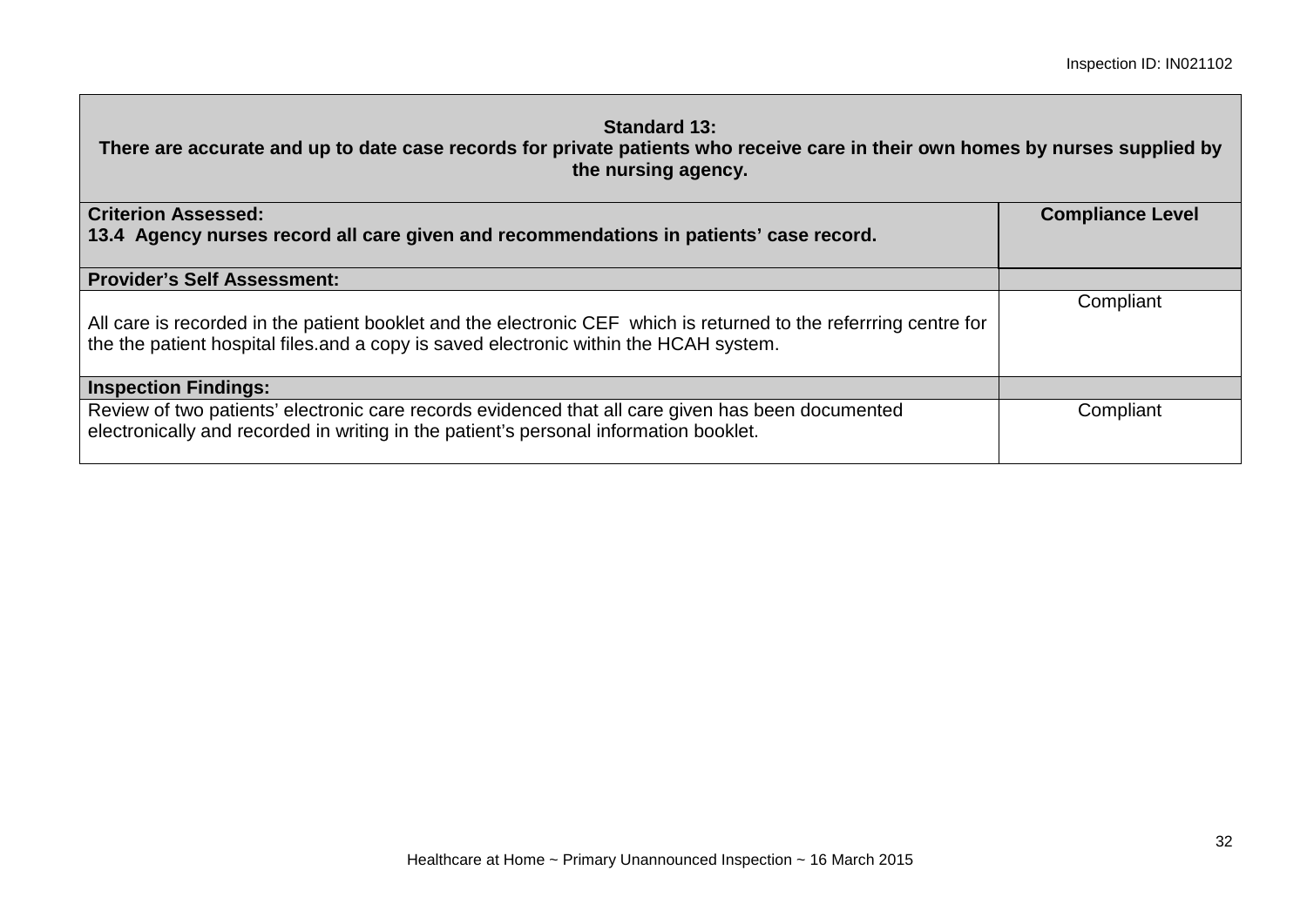| **Standard 13:**<br>**There are accurate and up to date case records for private patients who receive care in their own homes by nurses supplied by the nursing agency.** | |
|---|---|
| **Criterion Assessed:**<br>**13.4 Agency nurses record all care given and recommendations in patients' case record.** | **Compliance Level** |
| **Provider's Self Assessment:** | |
| All care is recorded in the patient booklet and the electronic CEF which is returned to the referrring centre for the the patient hospital files.and a copy is saved electronic within the HCAH system. | Compliant |
| **Inspection Findings:** | |
| Review of two patients' electronic care records evidenced that all care given has been documented electronically and recorded in writing in the patient's personal information booklet. | Compliant |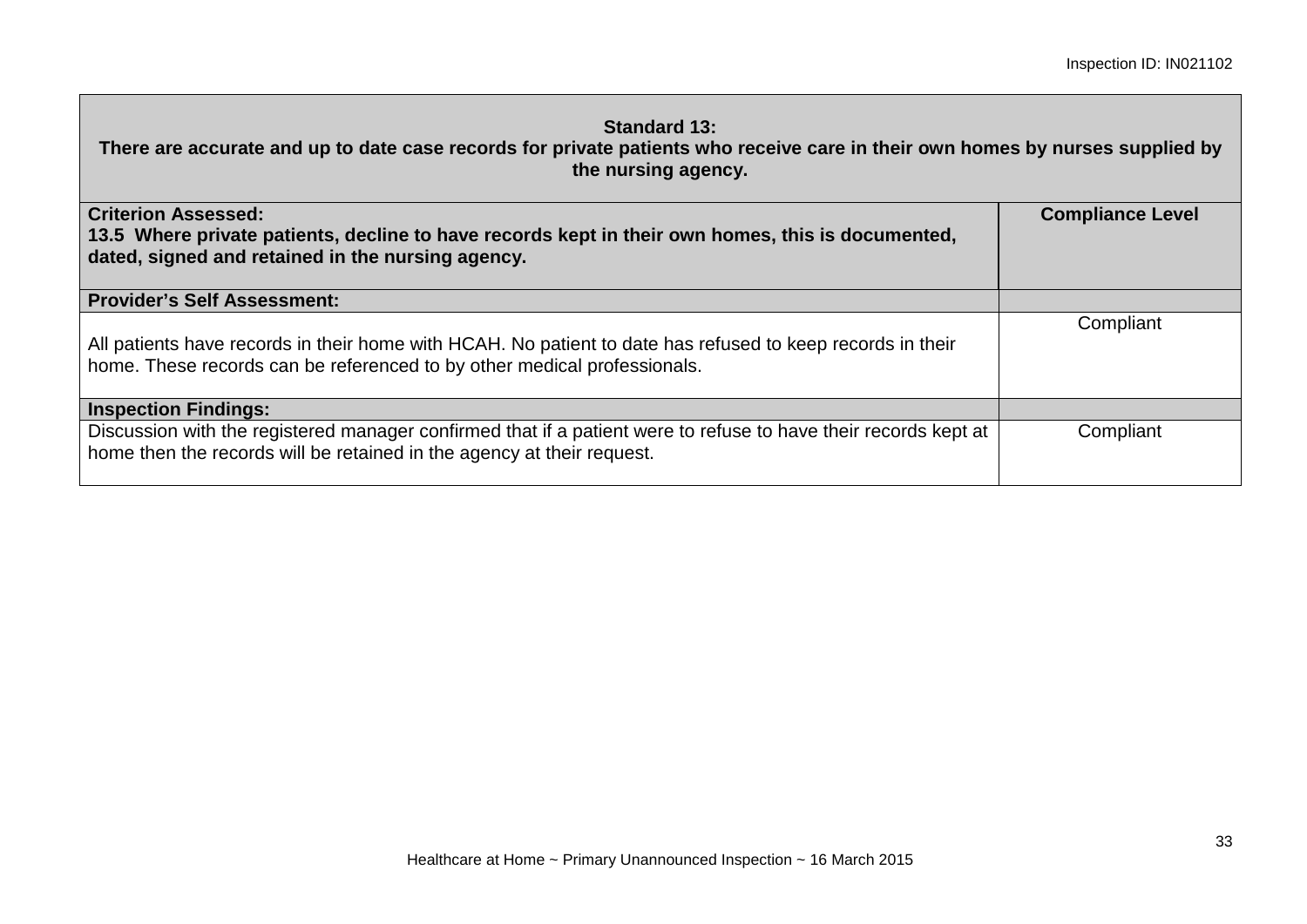| **Standard 13:** **There are accurate and up to date case records for private patients who receive care in their own homes by nurses supplied by the nursing agency.** | |
|---|---|
| **Criterion Assessed:** **13.5 Where private patients, decline to have records kept in their own homes, this is documented, dated, signed and retained in the nursing agency.** | **Compliance Level** |
| **Provider's Self Assessment:** | |
| All patients have records in their home with HCAH. No patient to date has refused to keep records in their home. These records can be referenced to by other medical professionals. | Compliant |
| **Inspection Findings:** | |
| Discussion with the registered manager confirmed that if a patient were to refuse to have their records kept at home then the records will be retained in the agency at their request. | Compliant |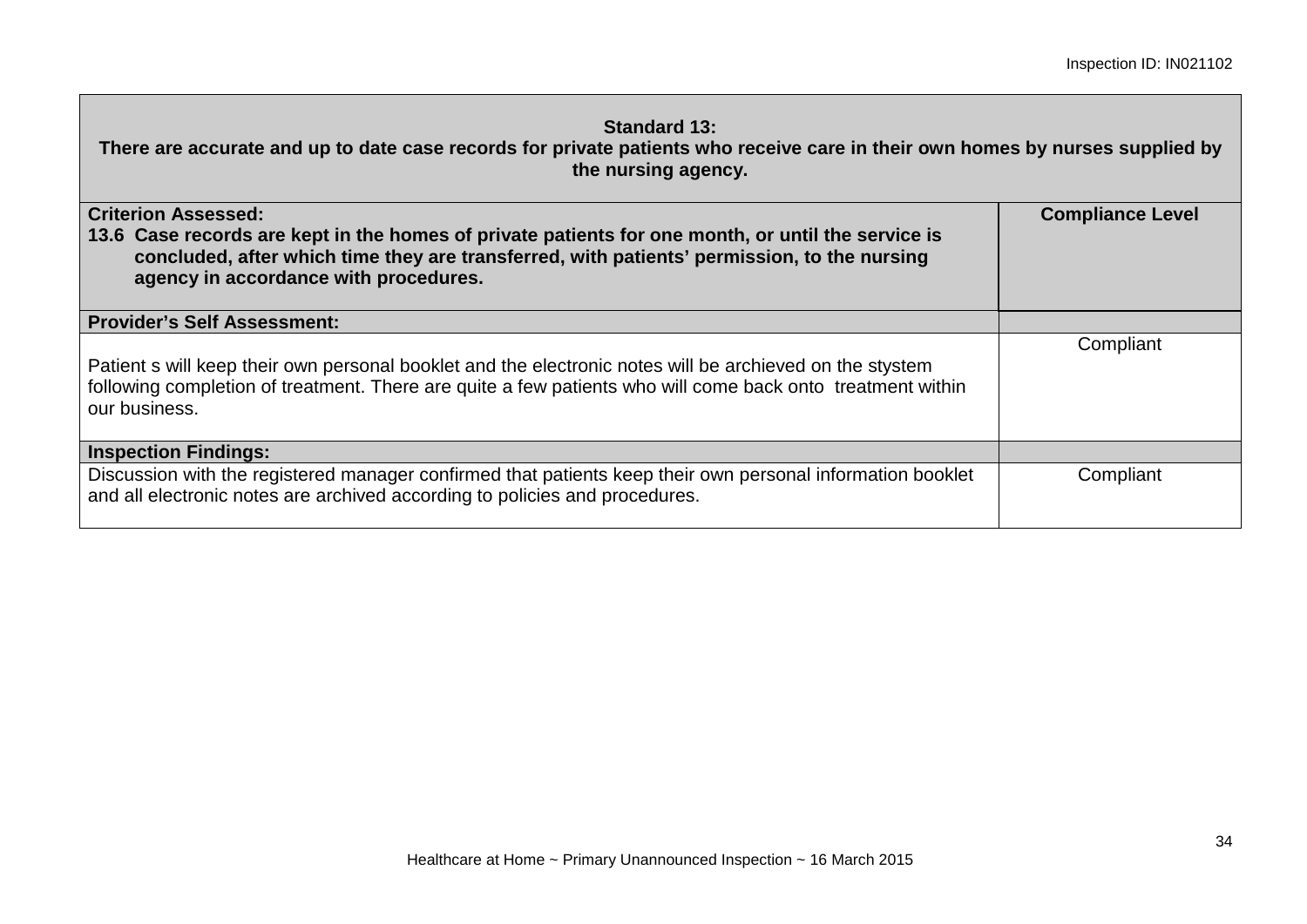| **Standard 13:**<br>**There are accurate and up to date case records for private patients who receive care in their own homes by nurses supplied by the nursing agency.** | |
|---|---|
| **Criterion Assessed:**<br>**13.6 Case records are kept in the homes of private patients for one month, or until the service is concluded, after which time they are transferred, with patients' permission, to the nursing agency in accordance with procedures.** | **Compliance Level** |
| **Provider's Self Assessment:** | |
| Patient s will keep their own personal booklet and the electronic notes will be archieved on the stystem following completion of treatment. There are quite a few patients who will come back onto treatment within our business. | Compliant |
| **Inspection Findings:** | |
| Discussion with the registered manager confirmed that patients keep their own personal information booklet and all electronic notes are archived according to policies and procedures. | Compliant |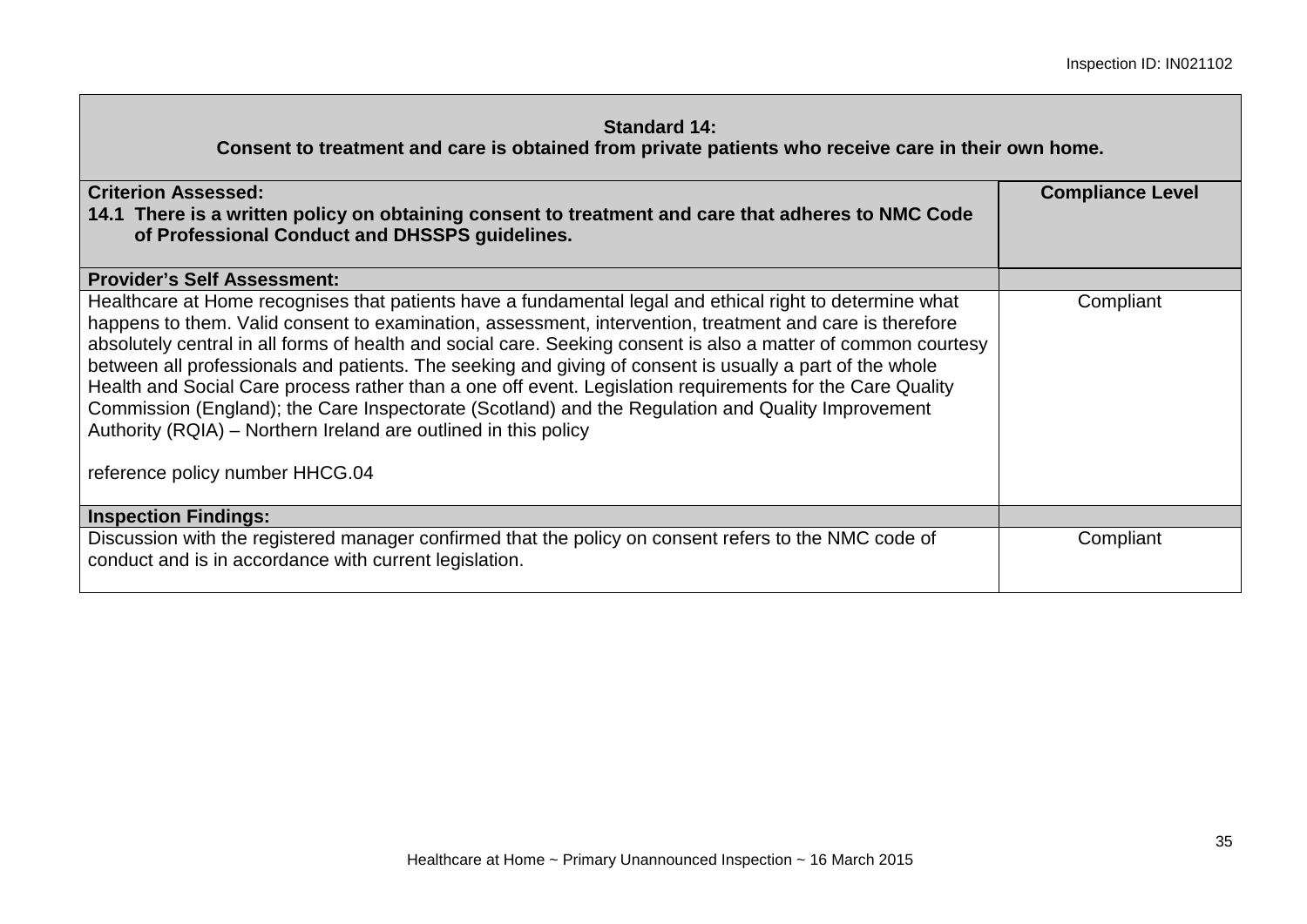| **Standard 14:**<br>**Consent to treatment and care is obtained from private patients who receive care in their own home.** | |
|---|---|
| **Criterion Assessed:**<br>**14.1 There is a written policy on obtaining consent to treatment and care that adheres to NMC Code of Professional Conduct and DHSSPS guidelines.** | **Compliance Level** |
| **Provider's Self Assessment:** | |
| Healthcare at Home recognises that patients have a fundamental legal and ethical right to determine what happens to them. Valid consent to examination, assessment, intervention, treatment and care is therefore absolutely central in all forms of health and social care. Seeking consent is also a matter of common courtesy between all professionals and patients. The seeking and giving of consent is usually a part of the whole Health and Social Care process rather than a one off event. Legislation requirements for the Care Quality Commission (England); the Care Inspectorate (Scotland) and the Regulation and Quality Improvement Authority (RQIA) – Northern Ireland are outlined in this policy<br><br>reference policy number HHCG.04 | Compliant |
| **Inspection Findings:** | |
| Discussion with the registered manager confirmed that the policy on consent refers to the NMC code of conduct and is in accordance with current legislation. | Compliant |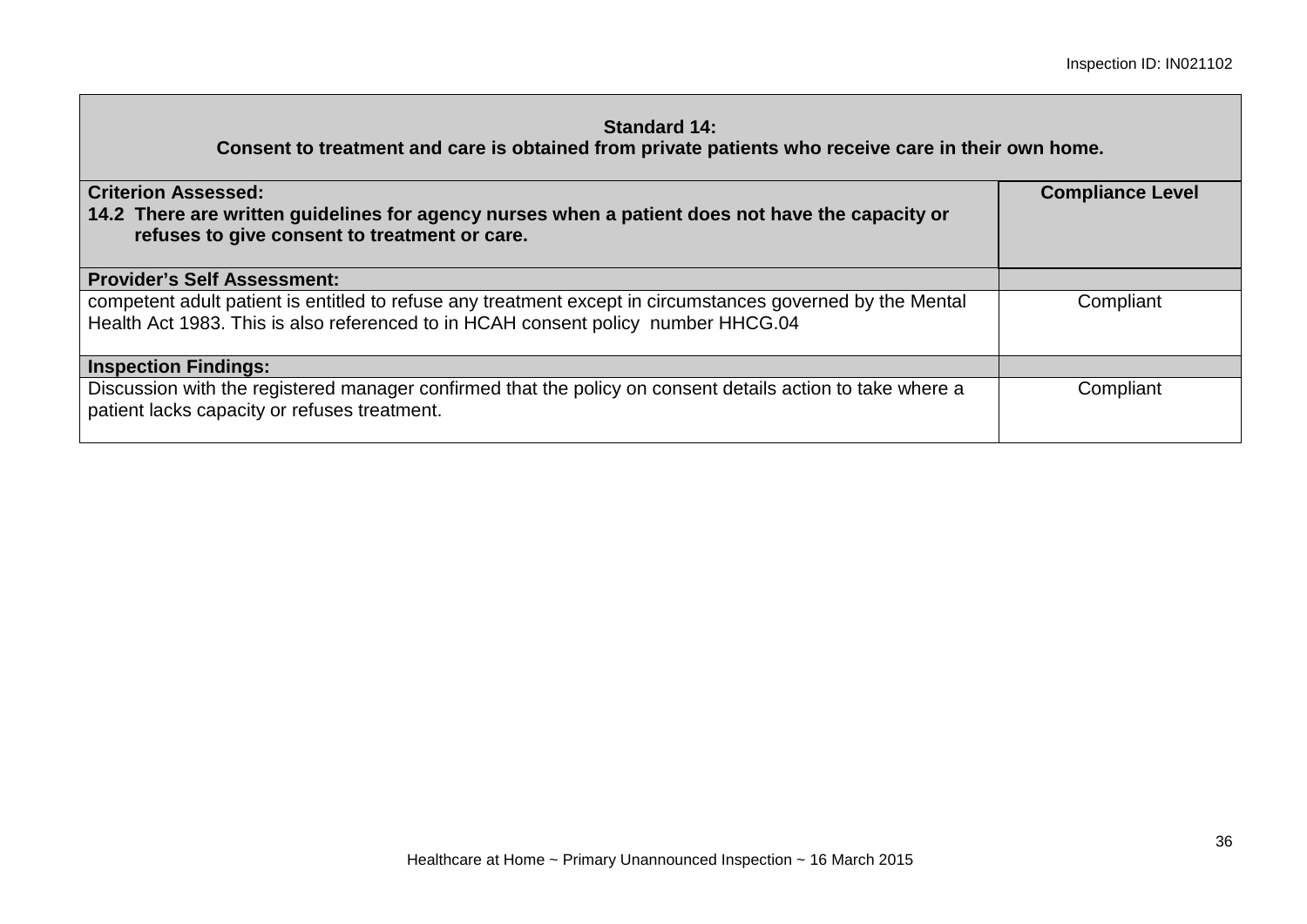| **Standard 14:**<br>**Consent to treatment and care is obtained from private patients who receive care in their own home.** | |
|---|---|
| **Criterion Assessed:**<br>**14.2 There are written guidelines for agency nurses when a patient does not have the capacity or refuses to give consent to treatment or care.** | **Compliance Level** |
| **Provider's Self Assessment:** | |
| competent adult patient is entitled to refuse any treatment except in circumstances governed by the Mental Health Act 1983. This is also referenced to in HCAH consent policy number HHCG.04 | Compliant |
| **Inspection Findings:** | |
| Discussion with the registered manager confirmed that the policy on consent details action to take where a patient lacks capacity or refuses treatment. | Compliant |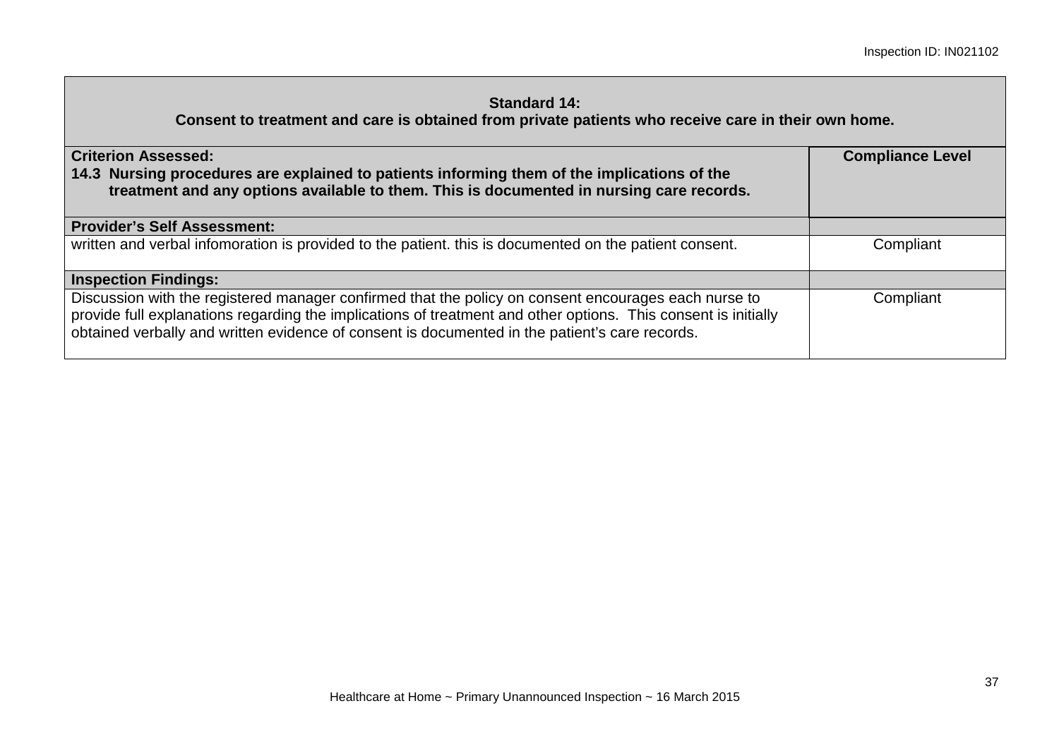| **Standard 14:**<br>**Consent to treatment and care is obtained from private patients who receive care in their own home.** | |
|---|---|
| **Criterion Assessed:**<br>**14.3 Nursing procedures are explained to patients informing them of the implications of the treatment and any options available to them. This is documented in nursing care records.** | **Compliance Level** |
| **Provider's Self Assessment:** | |
| written and verbal infomoration is provided to the patient. this is documented on the patient consent. | Compliant |
| **Inspection Findings:** | |
| Discussion with the registered manager confirmed that the policy on consent encourages each nurse to provide full explanations regarding the implications of treatment and other options. This consent is initially obtained verbally and written evidence of consent is documented in the patient's care records. | Compliant |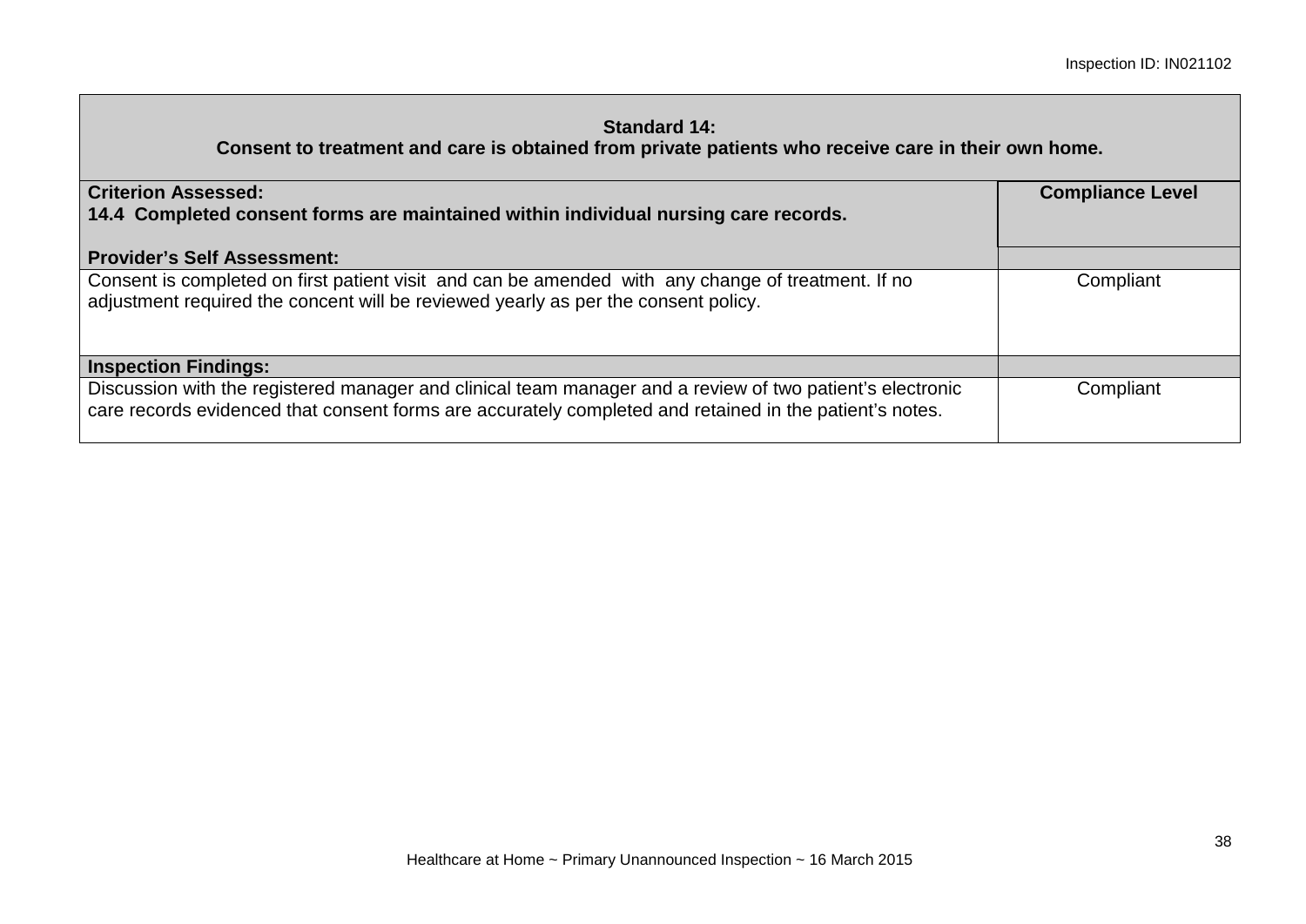| **Standard 14:** **Consent to treatment and care is obtained from private patients who receive care in their own home.** | |
|---|---|
| **Criterion Assessed:** **14.4 Completed consent forms are maintained within individual nursing care records.** | **Compliance Level** |
| **Provider's Self Assessment:** | |
| Consent is completed on first patient visit and can be amended with any change of treatment. If no adjustment required the concent will be reviewed yearly as per the consent policy. | Compliant |
| **Inspection Findings:** | |
| Discussion with the registered manager and clinical team manager and a review of two patient's electronic care records evidenced that consent forms are accurately completed and retained in the patient's notes. | Compliant |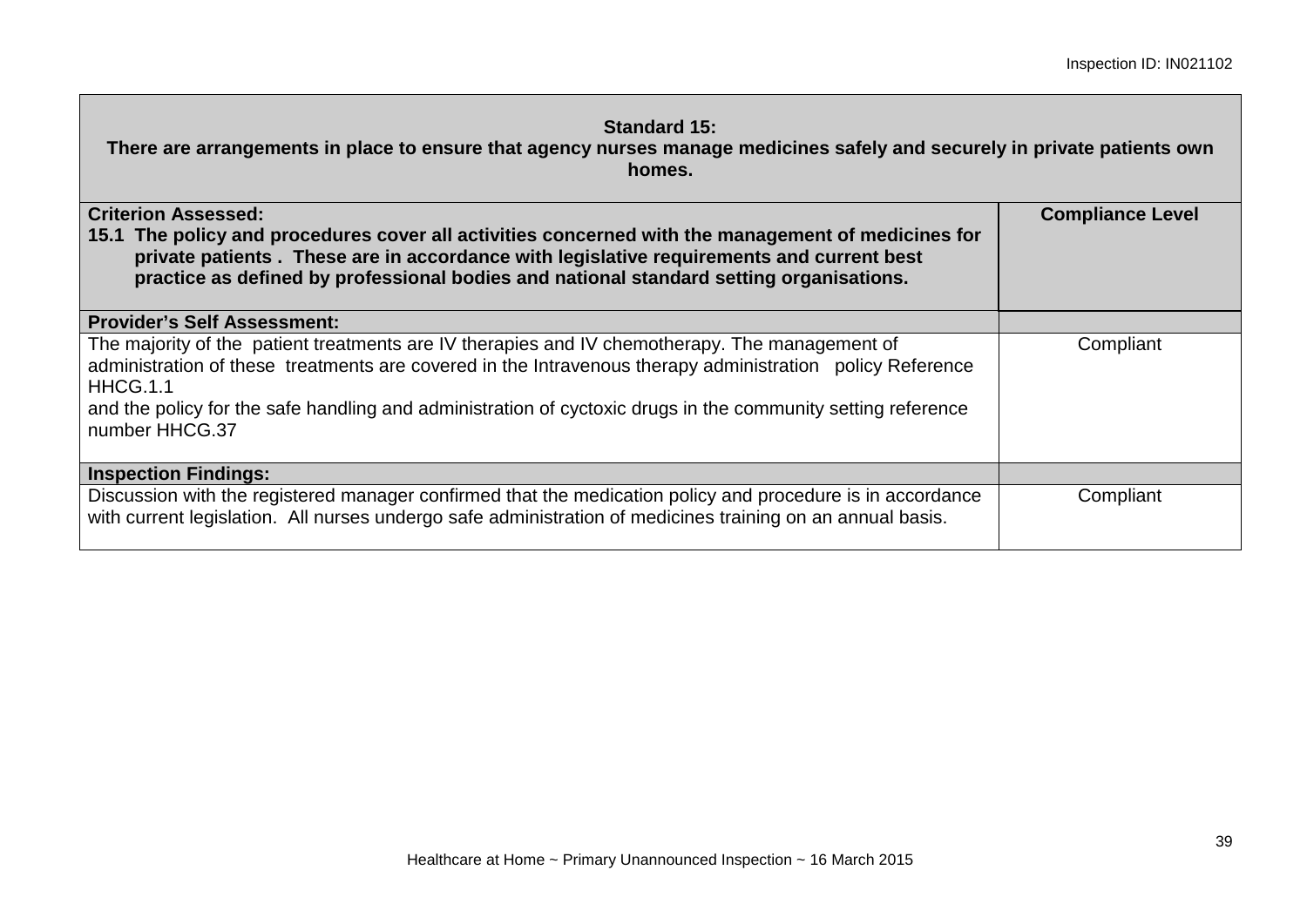| **Standard 15:**<br>**There are arrangements in place to ensure that agency nurses manage medicines safely and securely in private patients own homes.** | |
|---|---|
| **Criterion Assessed:**<br>**15.1 The policy and procedures cover all activities concerned with the management of medicines for private patients . These are in accordance with legislative requirements and current best practice as defined by professional bodies and national standard setting organisations.** | **Compliance Level** |
| **Provider's Self Assessment:** | |
| The majority of the patient treatments are IV therapies and IV chemotherapy. The management of administration of these treatments are covered in the Intravenous therapy administration policy Reference HHCG.1.1<br>and the policy for the safe handling and administration of cyctoxic drugs in the community setting reference number HHCG.37 | Compliant |
| **Inspection Findings:** | |
| Discussion with the registered manager confirmed that the medication policy and procedure is in accordance with current legislation. All nurses undergo safe administration of medicines training on an annual basis. | Compliant |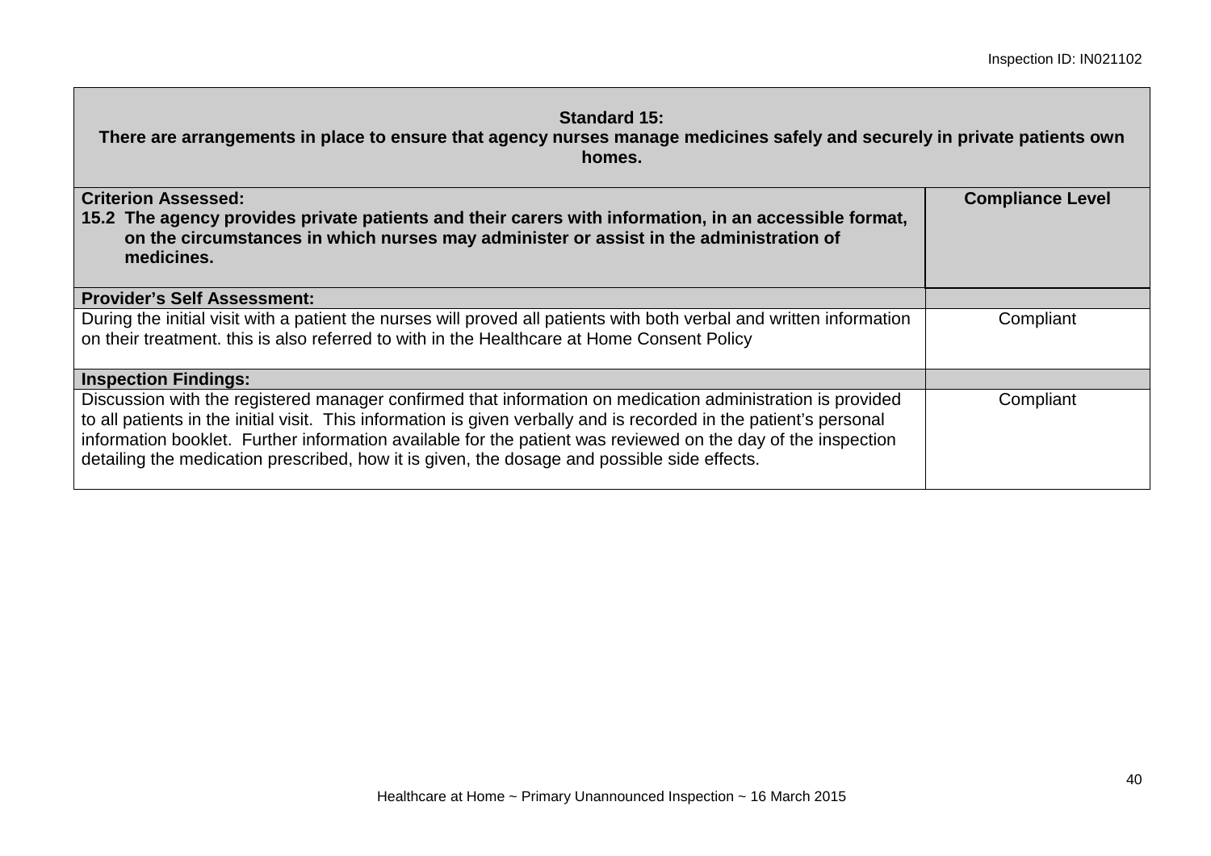| **Standard 15:**<br>**There are arrangements in place to ensure that agency nurses manage medicines safely and securely in private patients own homes.** | |
|---|---|
| **Criterion Assessed:**<br>**15.2 The agency provides private patients and their carers with information, in an accessible format, on the circumstances in which nurses may administer or assist in the administration of medicines.** | **Compliance Level** |
| **Provider's Self Assessment:** | |
| During the initial visit with a patient the nurses will proved all patients with both verbal and written information on their treatment. this is also referred to with in the Healthcare at Home Consent Policy | Compliant |
| **Inspection Findings:** | |
| Discussion with the registered manager confirmed that information on medication administration is provided to all patients in the initial visit. This information is given verbally and is recorded in the patient's personal information booklet. Further information available for the patient was reviewed on the day of the inspection detailing the medication prescribed, how it is given, the dosage and possible side effects. | Compliant |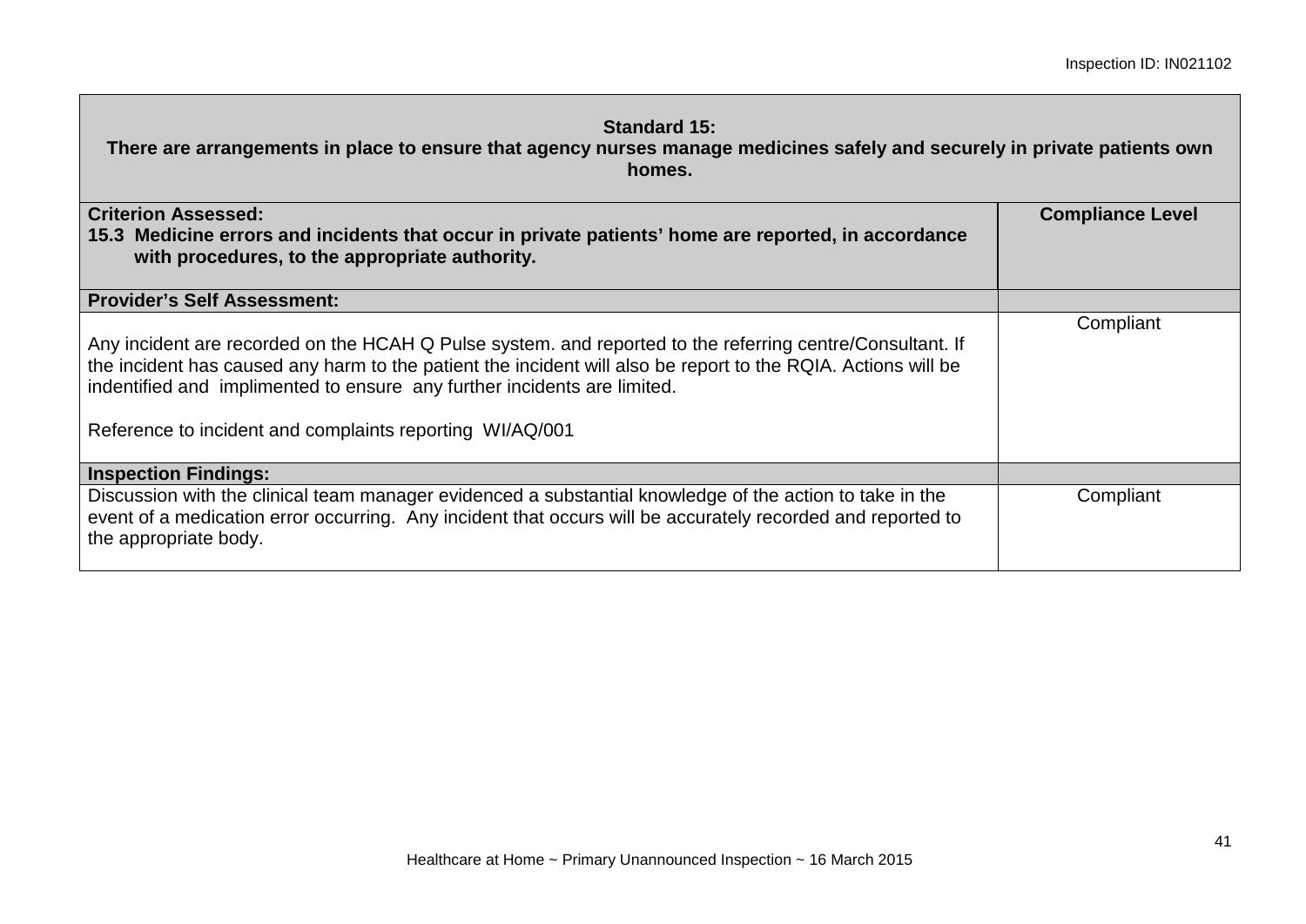| **Standard 15:** **There are arrangements in place to ensure that agency nurses manage medicines safely and securely in private patients own homes.** | |
|---|---|
| **Criterion Assessed:** **15.3 Medicine errors and incidents that occur in private patients' home are reported, in accordance with procedures, to the appropriate authority.** | **Compliance Level** |
| **Provider's Self Assessment:** | |
| Any incident are recorded on the HCAH Q Pulse system. and reported to the referring centre/Consultant. If the incident has caused any harm to the patient the incident will also be report to the RQIA. Actions will be indentified and implimented to ensure any further incidents are limited.<br><br>Reference to incident and complaints reporting WI/AQ/001 | Compliant |
| **Inspection Findings:** | |
| Discussion with the clinical team manager evidenced a substantial knowledge of the action to take in the event of a medication error occurring. Any incident that occurs will be accurately recorded and reported to the appropriate body. | Compliant |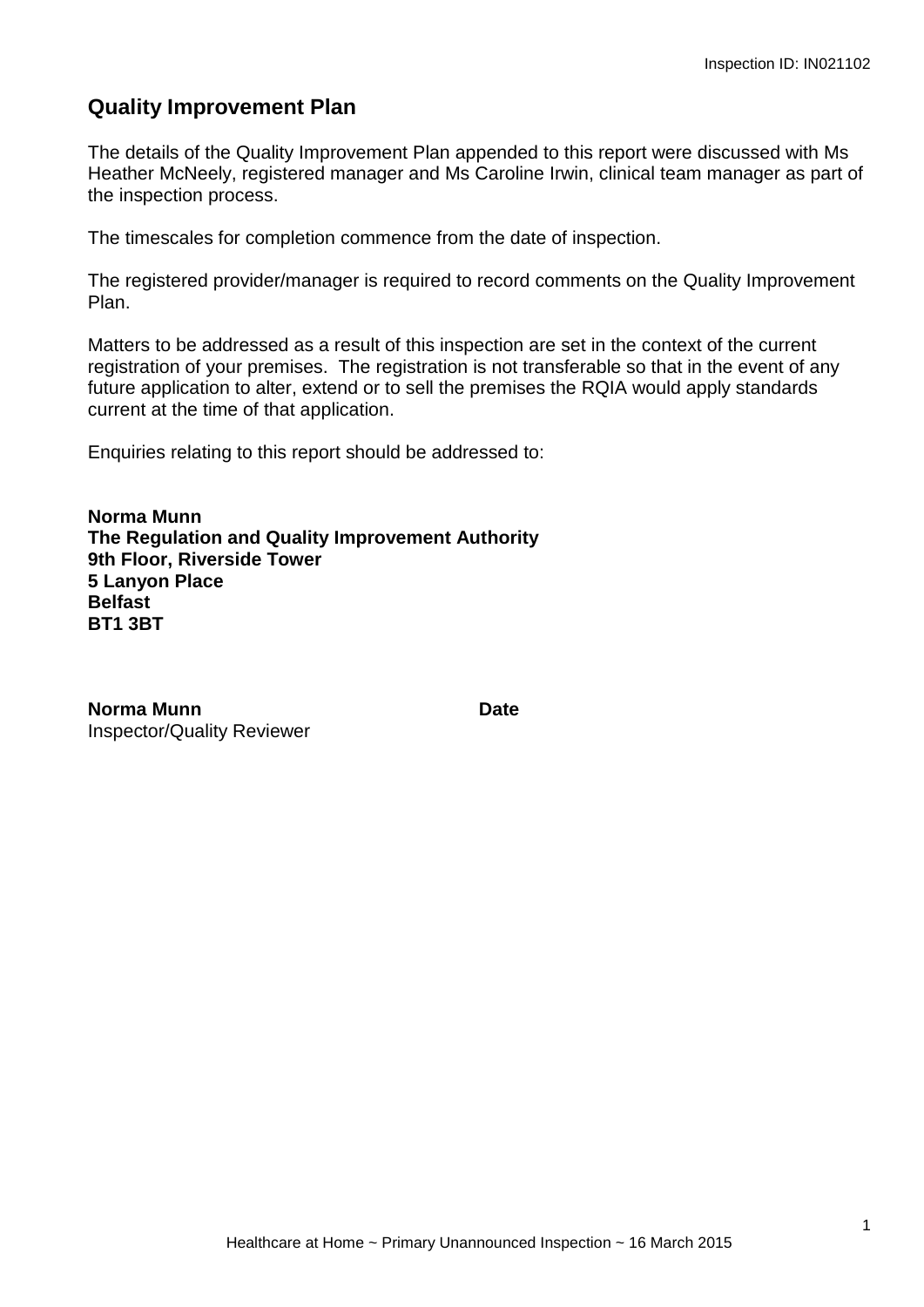## Quality Improvement Plan

The details of the Quality Improvement Plan appended to this report were discussed with Ms Heather McNeely, registered manager and Ms Caroline Irwin, clinical team manager as part of the inspection process.

The timescales for completion commence from the date of inspection.

The registered provider/manager is required to record comments on the Quality Improvement Plan.

Matters to be addressed as a result of this inspection are set in the context of the current registration of your premises. The registration is not transferable so that in the event of any future application to alter, extend or to sell the premises the RQIA would apply standards current at the time of that application.

Enquiries relating to this report should be addressed to:

**Norma Munn**
**The Regulation and Quality Improvement Authority**
**9th Floor, Riverside Tower**
**5 Lanyon Place**
**Belfast**
**BT1 3BT**

**Norma Munn** **Date**
Inspector/Quality Reviewer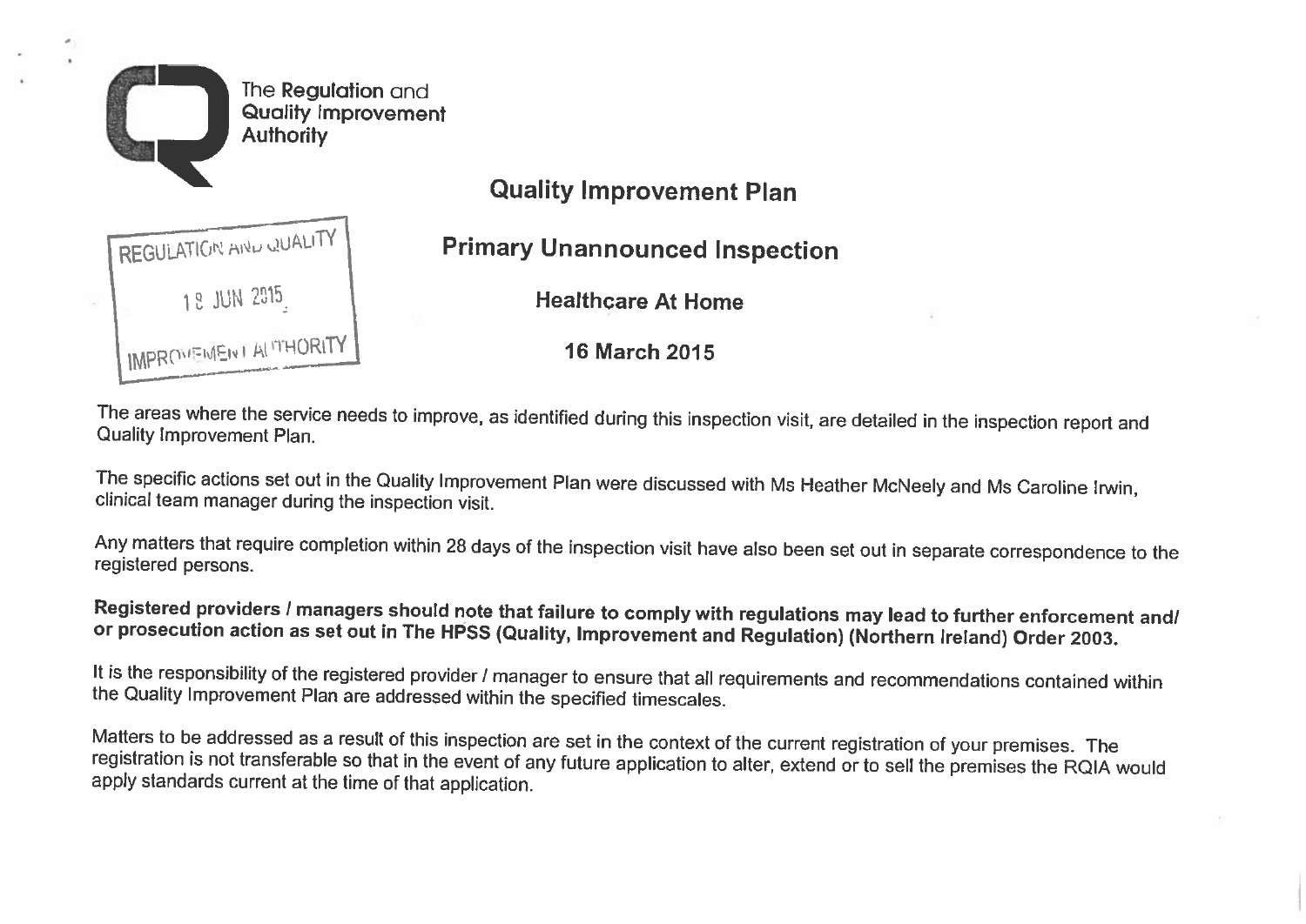The Regulation and Quality Improvement Authority

# Quality Improvement Plan

REGULATION AND QUALITY
18 JUN 2015
IMPROVEMENT AUTHORITY

## Primary Unannounced Inspection

### Healthcare At Home

### 16 March 2015

The areas where the service needs to improve, as identified during this inspection visit, are detailed in the inspection report and Quality Improvement Plan.

The specific actions set out in the Quality Improvement Plan were discussed with Ms Heather McNeely and Ms Caroline Irwin, clinical team manager during the inspection visit.

Any matters that require completion within 28 days of the inspection visit have also been set out in separate correspondence to the registered persons.

**Registered providers / managers should note that failure to comply with regulations may lead to further enforcement and/ or prosecution action as set out in The HPSS (Quality, Improvement and Regulation) (Northern Ireland) Order 2003.**

It is the responsibility of the registered provider / manager to ensure that all requirements and recommendations contained within the Quality Improvement Plan are addressed within the specified timescales.

Matters to be addressed as a result of this inspection are set in the context of the current registration of your premises. The registration is not transferable so that in the event of any future application to alter, extend or to sell the premises the RQIA would apply standards current at the time of that application.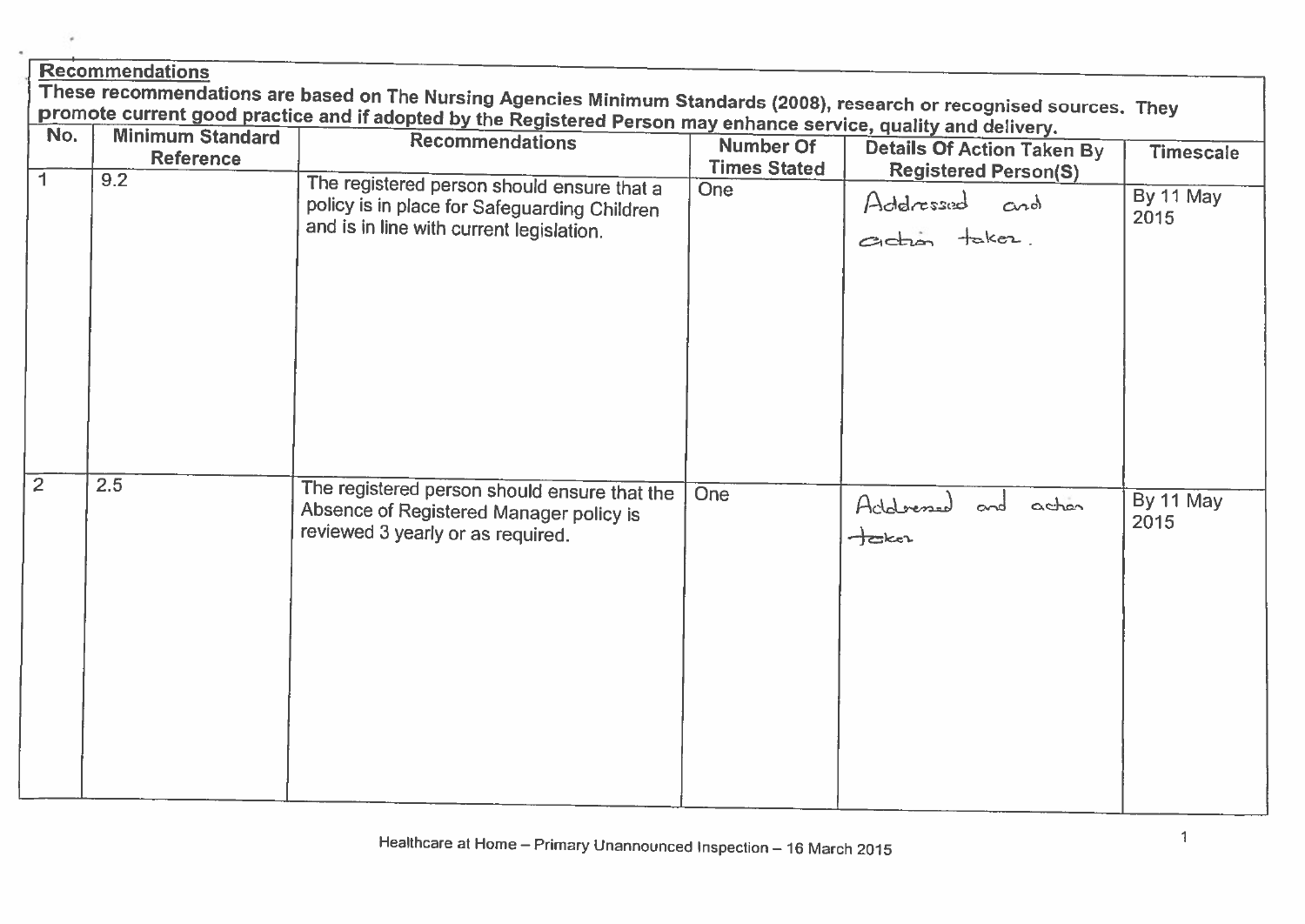**Recommendations**

**These recommendations are based on The Nursing Agencies Minimum Standards (2008), research or recognised sources. They promote current good practice and if adopted by the Registered Person may enhance service, quality and delivery.**

| No. | Minimum Standard Reference | Recommendations | Number Of Times Stated | Details Of Action Taken By Registered Person(S) | Timescale |
|---|---|---|---|---|---|
| 1 | 9.2 | The registered person should ensure that a policy is in place for Safeguarding Children and is in line with current legislation. | One | Addressed and action taken. | By 11 May 2015 |
| 2 | 2.5 | The registered person should ensure that the Absence of Registered Manager policy is reviewed 3 yearly or as required. | One | Addressed and action taken | By 11 May 2015 |

Healthcare at Home – Primary Unannounced Inspection – 16 March 2015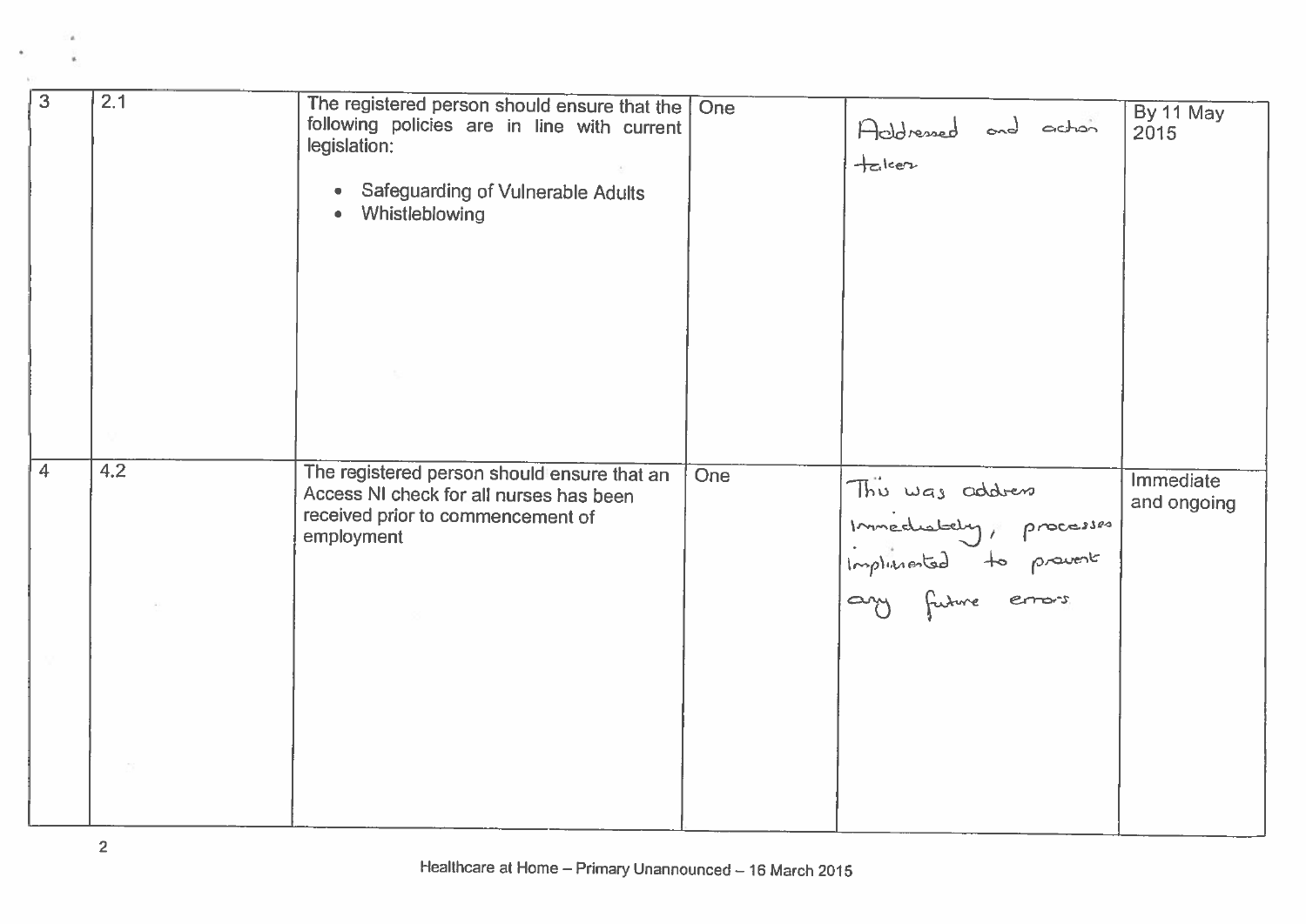| | | | | | |
|---|---|---|---|---|---|
| 3 | 2.1 | The registered person should ensure that the following policies are in line with current legislation:<br><br>• Safeguarding of Vulnerable Adults<br>• Whistleblowing | One | Addressed and action taken | By 11 May 2015 |
| 4 | 4.2 | The registered person should ensure that an Access NI check for all nurses has been received prior to commencement of employment | One | This was address immediately, processes implimented to prevent any future errors | Immediate and ongoing |

Healthcare at Home – Primary Unannounced – 16 March 2015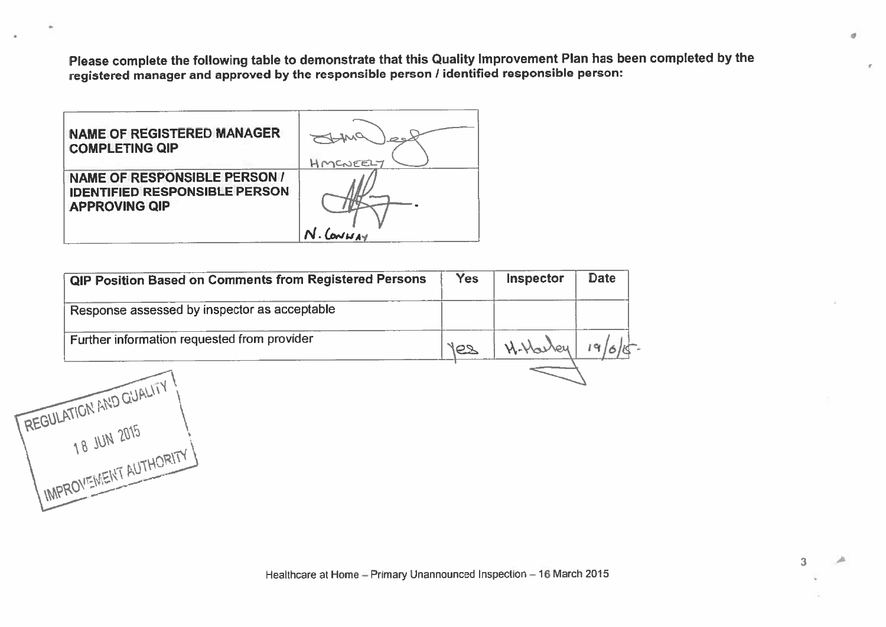Please complete the following table to demonstrate that this Quality Improvement Plan has been completed by the registered manager and approved by the responsible person / identified responsible person:

| | |
|---|---|
| **NAME OF REGISTERED MANAGER COMPLETING QIP** | H MCNEELY |
| **NAME OF RESPONSIBLE PERSON / IDENTIFIED RESPONSIBLE PERSON APPROVING QIP** | N. CONWAY |

| QIP Position Based on Comments from Registered Persons | Yes | Inspector | Date |
|---|---|---|---|
| Response assessed by inspector as acceptable | | | |
| Further information requested from provider | Yes | H. Harley | 19/6/15 |

REGULATION AND QUALITY
18 JUN 2015
IMPROVEMENT AUTHORITY

Healthcare at Home – Primary Unannounced Inspection – 16 March 2015